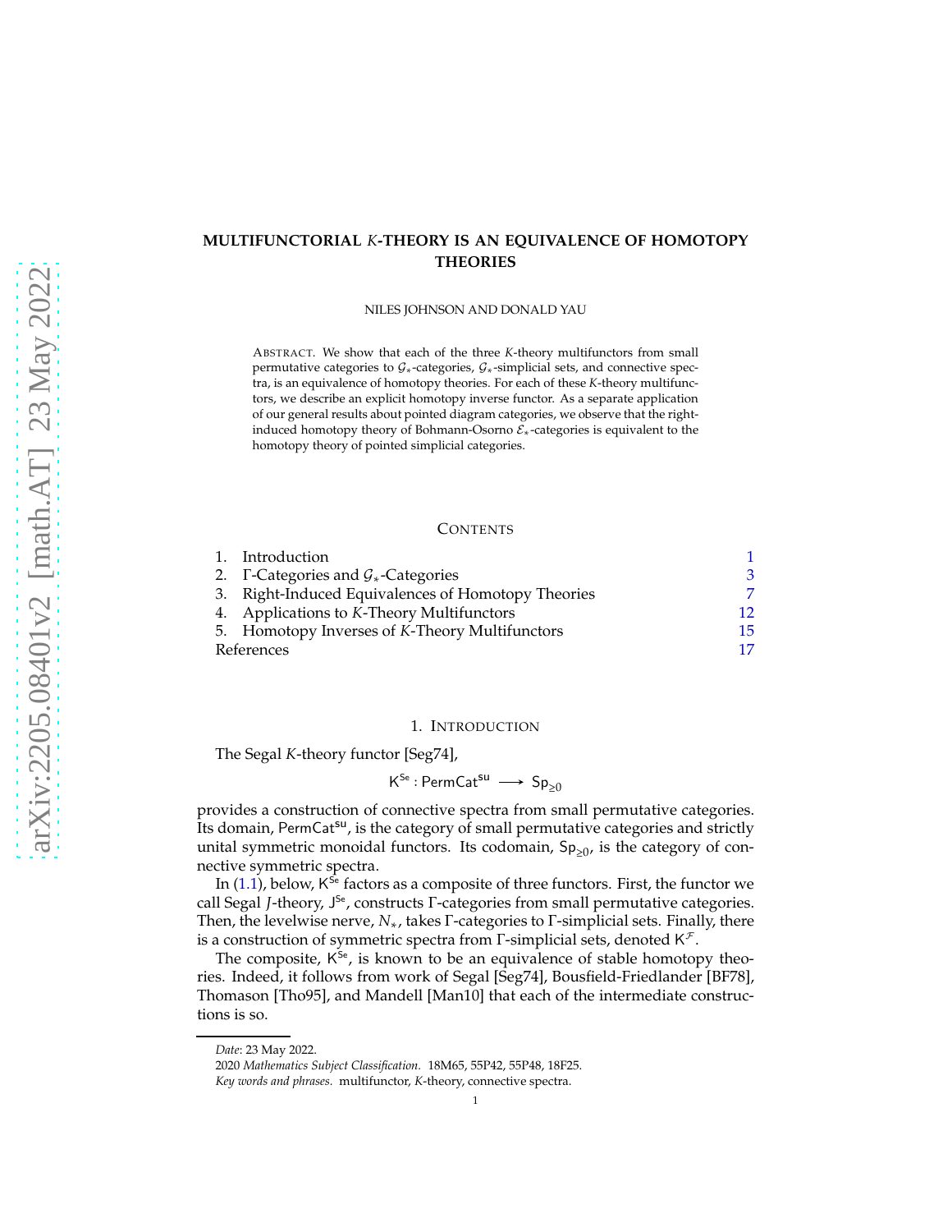# MULTIFUNCTORIAL $K$-THEORY IS AN EQUIVALENCE OF HOMOTOPY THEORIES

NILES JOHNSON AND DONALD YAU

ABSTRACT. We show that each of the three $K$-theory multifunctors from small permutative categories to $\mathcal{G}_*$-categories, $\mathcal{G}_*$-simplicial sets, and connective spectra, is an equivalence of homotopy theories. For each of these $K$-theory multifunctors, we describe an explicit homotopy inverse functor. As a separate application of our general results about pointed diagram categories, we observe that the right-induced homotopy theory of Bohmann-Osorno $\mathcal{E}_*$-categories is equivalent to the homotopy theory of pointed simplicial categories.

CONTENTS

1. Introduction — 1
2. $\Gamma$-Categories and $\mathcal{G}_*$-Categories — 3
3. Right-Induced Equivalences of Homotopy Theories — 7
4. Applications to $K$-Theory Multifunctors — 12
5. Homotopy Inverses of $K$-Theory Multifunctors — 15

References — 17

## 1. INTRODUCTION

The Segal $K$-theory functor [Seg74],

$$\mathsf{K}^{\mathsf{Se}} : \mathsf{PermCat}^{\mathsf{su}} \longrightarrow \mathsf{Sp}_{\geq 0}$$

provides a construction of connective spectra from small permutative categories. Its domain, $\mathsf{PermCat}^{\mathsf{su}}$, is the category of small permutative categories and strictly unital symmetric monoidal functors. Its codomain, $\mathsf{Sp}_{\geq 0}$, is the category of connective symmetric spectra.

In (1.1), below, $\mathsf{K}^{\mathsf{Se}}$ factors as a composite of three functors. First, the functor we call Segal $J$-theory, $\mathsf{J}^{\mathsf{Se}}$, constructs $\Gamma$-categories from small permutative categories. Then, the levelwise nerve, $N_*$, takes $\Gamma$-categories to $\Gamma$-simplicial sets. Finally, there is a construction of symmetric spectra from $\Gamma$-simplicial sets, denoted $\mathsf{K}^{\mathcal{F}}$.

The composite, $\mathsf{K}^{\mathsf{Se}}$, is known to be an equivalence of stable homotopy theories. Indeed, it follows from work of Segal [Seg74], Bousfield-Friedlander [BF78], Thomason [Tho95], and Mandell [Man10] that each of the intermediate constructions is so.

*Date*: 23 May 2022.

2020 *Mathematics Subject Classification.* 18M65, 55P42, 55P48, 18F25.

*Key words and phrases.* multifunctor, $K$-theory, connective spectra.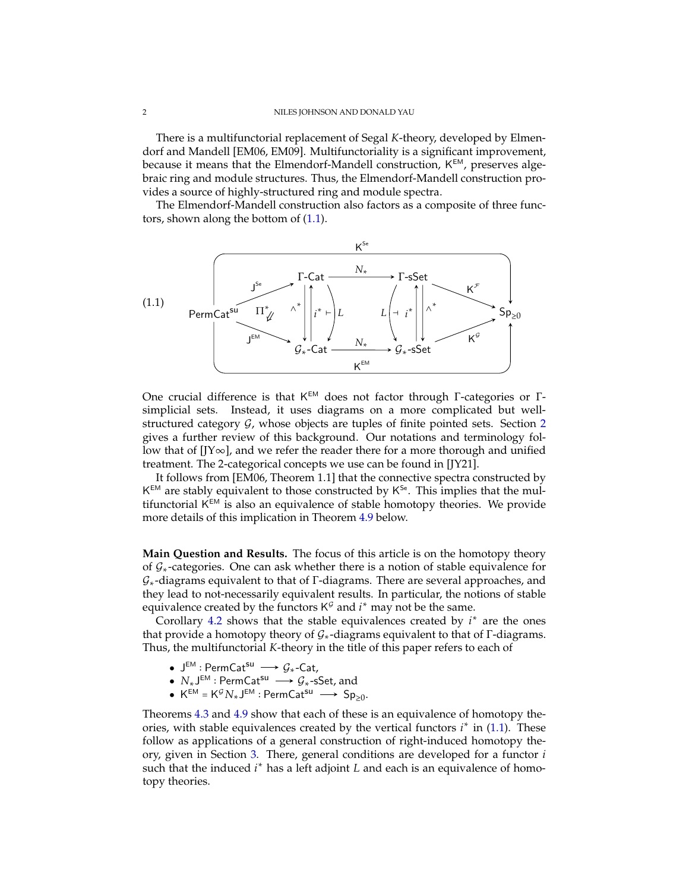There is a multifunctorial replacement of Segal $K$-theory, developed by Elmendorf and Mandell [EM06, EM09]. Multifunctoriality is a significant improvement, because it means that the Elmendorf-Mandell construction, $\mathsf{K}^{\mathsf{EM}}$, preserves algebraic ring and module structures. Thus, the Elmendorf-Mandell construction provides a source of highly-structured ring and module spectra.

The Elmendorf-Mandell construction also factors as a composite of three functors, shown along the bottom of (1.1).

$$
\begin{array}{ccccccc}
 & & & \mathsf{K}^{\mathsf{Se}} & & & \\
 & & \Gamma\text{-}\mathsf{Cat} & \xrightarrow{N_*} & \Gamma\text{-}\mathsf{sSet} & & \\
 & \nearrow^{\mathsf{J}^{\mathsf{Se}}} & \wedge^* \downarrow \uparrow i^* \vdash L & & L \dashv i^* \uparrow \downarrow \wedge^* & \searrow^{\mathsf{K}^{\mathcal{F}}} & \\
\mathsf{PermCat}^{\mathsf{su}} & \Pi^*_{\not\Downarrow} & & & & & \mathsf{Sp}_{\geq 0} \\
 & \searrow_{\mathsf{J}^{\mathsf{EM}}} & & & & \nearrow_{\mathsf{K}^{\mathcal{G}}} & \\
 & & \mathcal{G}_*\text{-}\mathsf{Cat} & \xrightarrow{N_*} & \mathcal{G}_*\text{-}\mathsf{sSet} & & \\
 & & & \mathsf{K}^{\mathsf{EM}} & & &
\end{array}
\tag{1.1}
$$

One crucial difference is that $\mathsf{K}^{\mathsf{EM}}$ does not factor through $\Gamma$-categories or $\Gamma$-simplicial sets. Instead, it uses diagrams on a more complicated but well-structured category $\mathcal{G}$, whose objects are tuples of finite pointed sets. Section 2 gives a further review of this background. Our notations and terminology follow that of [JY∞], and we refer the reader there for a more thorough and unified treatment. The 2-categorical concepts we use can be found in [JY21].

It follows from [EM06, Theorem 1.1] that the connective spectra constructed by $\mathsf{K}^{\mathsf{EM}}$ are stably equivalent to those constructed by $\mathsf{K}^{\mathsf{Se}}$. This implies that the multifunctorial $\mathsf{K}^{\mathsf{EM}}$ is also an equivalence of stable homotopy theories. We provide more details of this implication in Theorem 4.9 below.

**Main Question and Results.** The focus of this article is on the homotopy theory of $\mathcal{G}_*$-categories. One can ask whether there is a notion of stable equivalence for $\mathcal{G}_*$-diagrams equivalent to that of $\Gamma$-diagrams. There are several approaches, and they lead to not-necessarily equivalent results. In particular, the notions of stable equivalence created by the functors $\mathsf{K}^{\mathcal{G}}$ and $i^*$ may not be the same.

Corollary 4.2 shows that the stable equivalences created by $i^*$ are the ones that provide a homotopy theory of $\mathcal{G}_*$-diagrams equivalent to that of $\Gamma$-diagrams. Thus, the multifunctorial $K$-theory in the title of this paper refers to each of

- $\mathsf{J}^{\mathsf{EM}} : \mathsf{PermCat}^{\mathsf{su}} \longrightarrow \mathcal{G}_*\text{-}\mathsf{Cat}$,
- $N_*\mathsf{J}^{\mathsf{EM}} : \mathsf{PermCat}^{\mathsf{su}} \longrightarrow \mathcal{G}_*\text{-}\mathsf{sSet}$, and
- $\mathsf{K}^{\mathsf{EM}} = \mathsf{K}^{\mathcal{G}} N_* \mathsf{J}^{\mathsf{EM}} : \mathsf{PermCat}^{\mathsf{su}} \longrightarrow \mathsf{Sp}_{\geq 0}$.

Theorems 4.3 and 4.9 show that each of these is an equivalence of homotopy theories, with stable equivalences created by the vertical functors $i^*$ in (1.1). These follow as applications of a general construction of right-induced homotopy theory, given in Section 3. There, general conditions are developed for a functor $i$ such that the induced $i^*$ has a left adjoint $L$ and each is an equivalence of homotopy theories.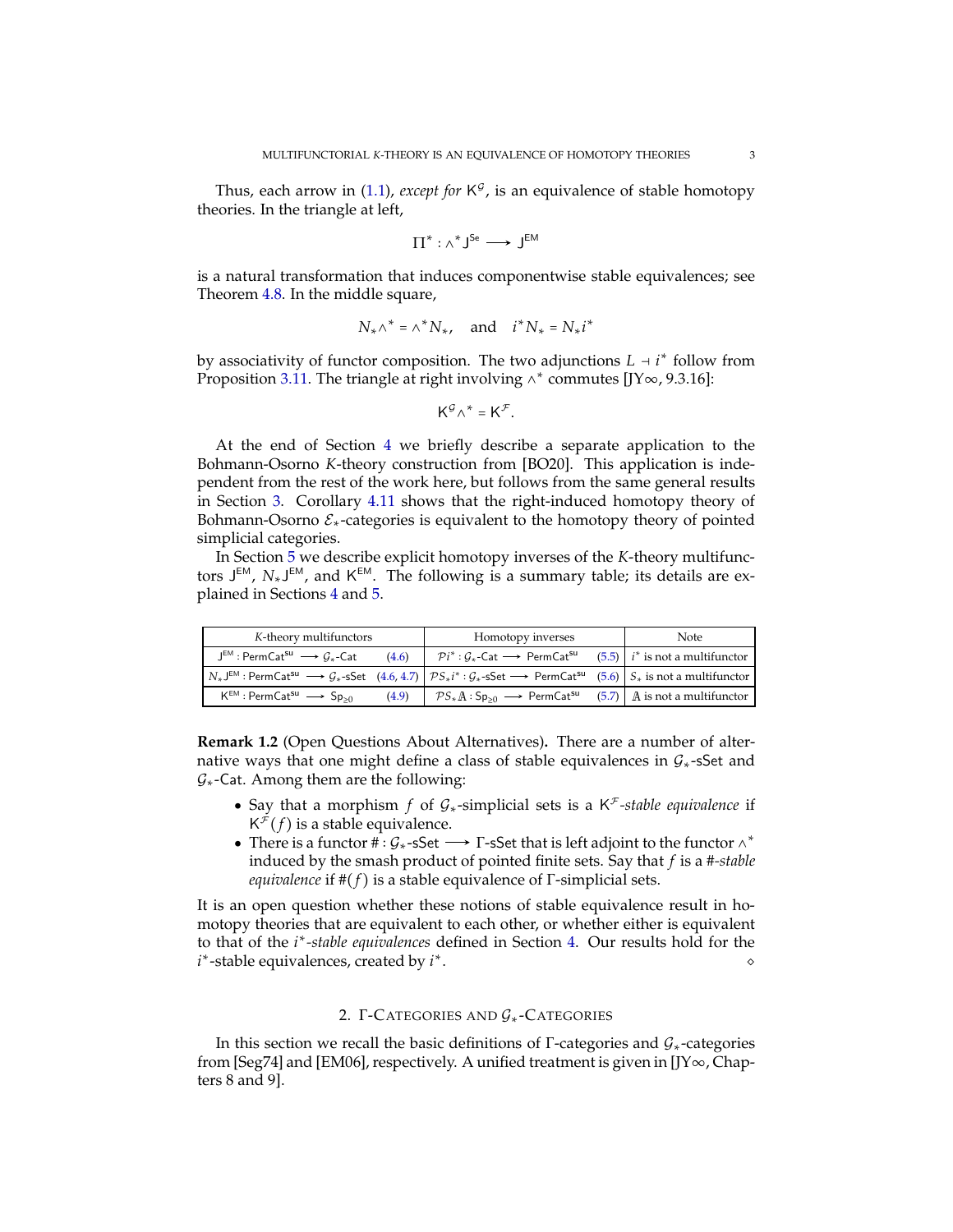Thus, each arrow in (1.1), *except for* $\mathsf{K}^{\mathcal{G}}$, is an equivalence of stable homotopy theories. In the triangle at left,

$$\Pi^* : \wedge^* \mathsf{J}^{\mathsf{Se}} \longrightarrow \mathsf{J}^{\mathsf{EM}}$$

is a natural transformation that induces componentwise stable equivalences; see Theorem 4.8. In the middle square,

$$N_* \wedge^* = \wedge^* N_*, \quad \text{and} \quad i^* N_* = N_* i^*$$

by associativity of functor composition. The two adjunctions $L \dashv i^*$ follow from Proposition 3.11. The triangle at right involving $\wedge^*$ commutes [JY∞, 9.3.16]:

$$\mathsf{K}^{\mathcal{G}} \wedge^* = \mathsf{K}^{\mathcal{F}}.$$

At the end of Section 4 we briefly describe a separate application to the Bohmann-Osorno $K$-theory construction from [BO20]. This application is independent from the rest of the work here, but follows from the same general results in Section 3. Corollary 4.11 shows that the right-induced homotopy theory of Bohmann-Osorno $\mathcal{E}_*$-categories is equivalent to the homotopy theory of pointed simplicial categories.

In Section 5 we describe explicit homotopy inverses of the $K$-theory multifunctors $\mathsf{J}^{\mathsf{EM}}$, $N_* \mathsf{J}^{\mathsf{EM}}$, and $\mathsf{K}^{\mathsf{EM}}$. The following is a summary table; its details are explained in Sections 4 and 5.

| $K$-theory multifunctors | | Homotopy inverses | | Note |
|---|---|---|---|---|
| $\mathsf{J}^{\mathsf{EM}} : \mathsf{PermCat}^{\mathsf{su}} \longrightarrow \mathcal{G}_*\text{-}\mathsf{Cat}$ | (4.6) | $\mathcal{P}i^* : \mathcal{G}_*\text{-}\mathsf{Cat} \longrightarrow \mathsf{PermCat}^{\mathsf{su}}$ | (5.5) | $i^*$ is not a multifunctor |
| $N_* \mathsf{J}^{\mathsf{EM}} : \mathsf{PermCat}^{\mathsf{su}} \longrightarrow \mathcal{G}_*\text{-}\mathsf{sSet}$ | (4.6, 4.7) | $\mathcal{P}S_* i^* : \mathcal{G}_*\text{-}\mathsf{sSet} \longrightarrow \mathsf{PermCat}^{\mathsf{su}}$ | (5.6) | $S_*$ is not a multifunctor |
| $\mathsf{K}^{\mathsf{EM}} : \mathsf{PermCat}^{\mathsf{su}} \longrightarrow \mathsf{Sp}_{\geq 0}$ | (4.9) | $\mathcal{P}S_* \mathbb{A} : \mathsf{Sp}_{\geq 0} \longrightarrow \mathsf{PermCat}^{\mathsf{su}}$ | (5.7) | $\mathbb{A}$ is not a multifunctor |

**Remark 1.2** (Open Questions About Alternatives)**.** There are a number of alternative ways that one might define a class of stable equivalences in $\mathcal{G}_*$-sSet and $\mathcal{G}_*$-Cat. Among them are the following:

- Say that a morphism $f$ of $\mathcal{G}_*$-simplicial sets is a $\mathsf{K}^{\mathcal{F}}$*-stable equivalence* if $\mathsf{K}^{\mathcal{F}}(f)$ is a stable equivalence.
- There is a functor $\# : \mathcal{G}_*\text{-}\mathsf{sSet} \longrightarrow \Gamma\text{-}\mathsf{sSet}$ that is left adjoint to the functor $\wedge^*$ induced by the smash product of pointed finite sets. Say that $f$ is a $\#$*-stable equivalence* if $\#(f)$ is a stable equivalence of Γ-simplicial sets.

It is an open question whether these notions of stable equivalence result in homotopy theories that are equivalent to each other, or whether either is equivalent to that of the $i^*$*-stable equivalences* defined in Section 4. Our results hold for the $i^*$-stable equivalences, created by $i^*$. ⋄

## 2. Γ-Categories and $\mathcal{G}_*$-Categories

In this section we recall the basic definitions of Γ-categories and $\mathcal{G}_*$-categories from [Seg74] and [EM06], respectively. A unified treatment is given in [JY∞, Chapters 8 and 9].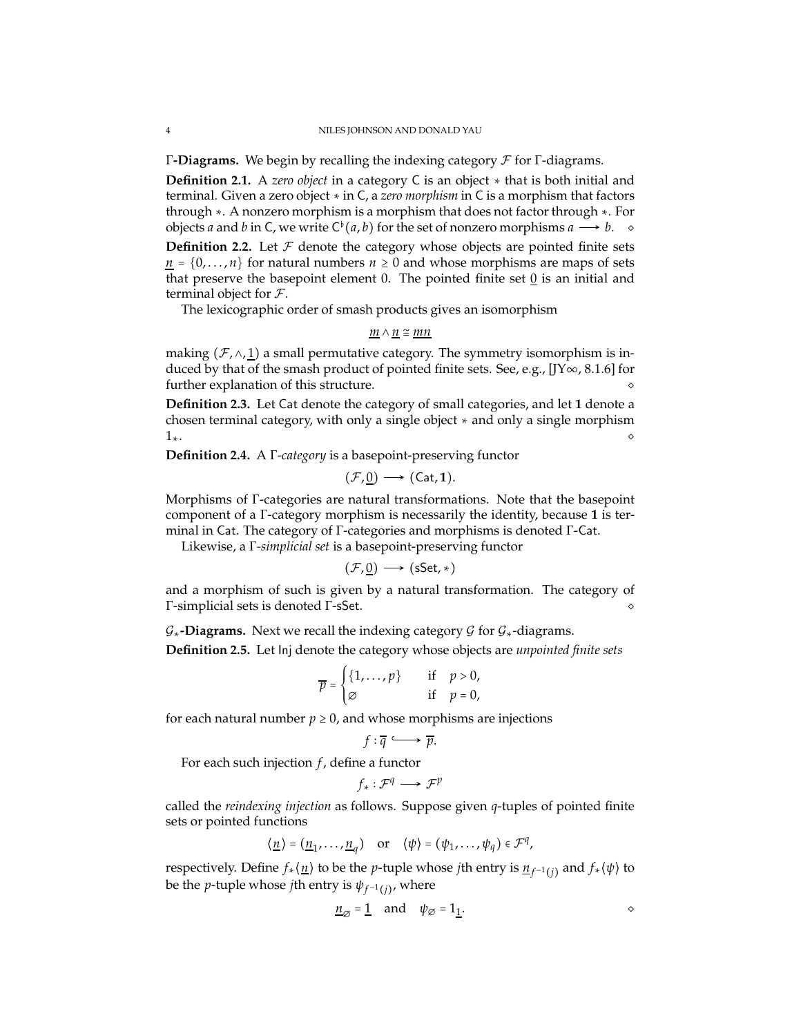**Γ-Diagrams.** We begin by recalling the indexing category $\mathcal{F}$ for Γ-diagrams.

**Definition 2.1.** A *zero object* in a category $\mathsf{C}$ is an object $*$ that is both initial and terminal. Given a zero object $*$ in $\mathsf{C}$, a *zero morphism* in $\mathsf{C}$ is a morphism that factors through $*$. A nonzero morphism is a morphism that does not factor through $*$. For objects $a$ and $b$ in $\mathsf{C}$, we write $\mathsf{C}^\flat(a,b)$ for the set of nonzero morphisms $a \longrightarrow b$. $\diamond$

**Definition 2.2.** Let $\mathcal{F}$ denote the category whose objects are pointed finite sets $\underline{n} = \{0, \ldots, n\}$ for natural numbers $n \geq 0$ and whose morphisms are maps of sets that preserve the basepoint element 0. The pointed finite set $\underline{0}$ is an initial and terminal object for $\mathcal{F}$.

The lexicographic order of smash products gives an isomorphism

$$\underline{m} \wedge \underline{n} \cong \underline{mn}$$

making $(\mathcal{F}, \wedge, \underline{1})$ a small permutative category. The symmetry isomorphism is induced by that of the smash product of pointed finite sets. See, e.g., [JY∞, 8.1.6] for further explanation of this structure. $\diamond$

**Definition 2.3.** Let $\mathsf{Cat}$ denote the category of small categories, and let $\mathbf{1}$ denote a chosen terminal category, with only a single object $*$ and only a single morphism $1_*$. $\diamond$

**Definition 2.4.** A *Γ-category* is a basepoint-preserving functor

$$(\mathcal{F}, \underline{0}) \longrightarrow (\mathsf{Cat}, \mathbf{1}).$$

Morphisms of Γ-categories are natural transformations. Note that the basepoint component of a Γ-category morphism is necessarily the identity, because $\mathbf{1}$ is terminal in $\mathsf{Cat}$. The category of Γ-categories and morphisms is denoted Γ-$\mathsf{Cat}$.

Likewise, a *Γ-simplicial set* is a basepoint-preserving functor

$$(\mathcal{F}, \underline{0}) \longrightarrow (\mathsf{sSet}, *)$$

and a morphism of such is given by a natural transformation. The category of Γ-simplicial sets is denoted Γ-$\mathsf{sSet}$. $\diamond$

**$\mathcal{G}_*$-Diagrams.** Next we recall the indexing category $\mathcal{G}$ for $\mathcal{G}_*$-diagrams.

**Definition 2.5.** Let $\mathsf{Inj}$ denote the category whose objects are *unpointed finite sets*

$$\overline{p} = \begin{cases} \{1, \ldots, p\} & \text{if} \quad p > 0, \\ \varnothing & \text{if} \quad p = 0, \end{cases}$$

for each natural number $p \geq 0$, and whose morphisms are injections

$$f : \overline{q} \hookrightarrow \overline{p}.$$

For each such injection $f$, define a functor

$$f_* : \mathcal{F}^q \longrightarrow \mathcal{F}^p$$

called the *reindexing injection* as follows. Suppose given $q$-tuples of pointed finite sets or pointed functions

$$\langle \underline{n} \rangle = (\underline{n}_1, \ldots, \underline{n}_q) \quad \text{or} \quad \langle \psi \rangle = (\psi_1, \ldots, \psi_q) \in \mathcal{F}^q,$$

respectively. Define $f_*\langle \underline{n} \rangle$ to be the $p$-tuple whose $j$th entry is $\underline{n}_{f^{-1}(j)}$ and $f_*\langle \psi \rangle$ to be the $p$-tuple whose $j$th entry is $\psi_{f^{-1}(j)}$, where

$$\underline{n}_\varnothing = \underline{1} \quad \text{and} \quad \psi_\varnothing = 1_{\underline{1}}. \qquad \diamond$$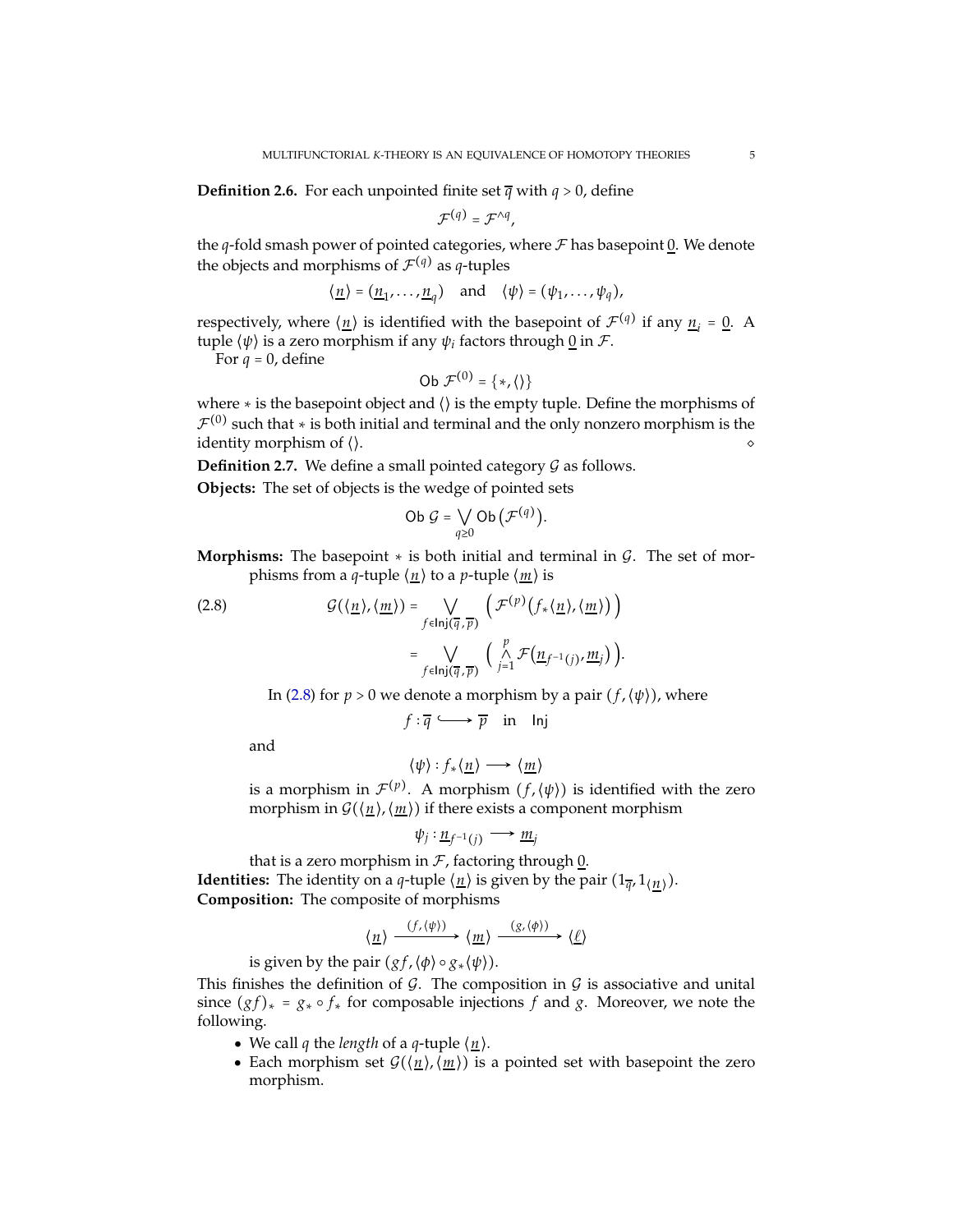**Definition 2.6.** For each unpointed finite set $\overline{q}$ with $q > 0$, define

$$\mathcal{F}^{(q)} = \mathcal{F}^{\wedge q},$$

the $q$-fold smash power of pointed categories, where $\mathcal{F}$ has basepoint $\underline{0}$. We denote the objects and morphisms of $\mathcal{F}^{(q)}$ as $q$-tuples

$$\langle \underline{n} \rangle = (\underline{n}_1, \ldots, \underline{n}_q) \quad \text{and} \quad \langle \psi \rangle = (\psi_1, \ldots, \psi_q),$$

respectively, where $\langle \underline{n} \rangle$ is identified with the basepoint of $\mathcal{F}^{(q)}$ if any $\underline{n}_i = \underline{0}$. A tuple $\langle \psi \rangle$ is a zero morphism if any $\psi_i$ factors through $\underline{0}$ in $\mathcal{F}$.

For $q = 0$, define

$$\mathsf{Ob}\ \mathcal{F}^{(0)} = \{*, \langle\rangle\}$$

where $*$ is the basepoint object and $\langle\rangle$ is the empty tuple. Define the morphisms of $\mathcal{F}^{(0)}$ such that $*$ is both initial and terminal and the only nonzero morphism is the identity morphism of $\langle\rangle$. ◇

**Definition 2.7.** We define a small pointed category $\mathcal{G}$ as follows.

**Objects:** The set of objects is the wedge of pointed sets

$$\mathsf{Ob}\ \mathcal{G} = \bigvee_{q \geq 0} \mathsf{Ob}\left(\mathcal{F}^{(q)}\right).$$

**Morphisms:** The basepoint $*$ is both initial and terminal in $\mathcal{G}$. The set of morphisms from a $q$-tuple $\langle \underline{n} \rangle$ to a $p$-tuple $\langle \underline{m} \rangle$ is

$$\begin{aligned}
\mathcal{G}(\langle \underline{n} \rangle, \langle \underline{m} \rangle) &= \bigvee_{f \in \mathsf{Inj}(\overline{q}, \overline{p})} \left( \mathcal{F}^{(p)}\big(f_* \langle \underline{n} \rangle, \langle \underline{m} \rangle\big) \right) \\
&= \bigvee_{f \in \mathsf{Inj}(\overline{q}, \overline{p})} \left( \bigwedge_{j=1}^{p} \mathcal{F}\big(\underline{n}_{f^{-1}(j)}, \underline{m}_j\big) \right).
\end{aligned} \tag{2.8}$$

In (2.8) for $p > 0$ we denote a morphism by a pair $(f, \langle \psi \rangle)$, where

$$f : \overline{q} \hookrightarrow \overline{p} \quad \text{in} \quad \mathsf{Inj}$$

and

$$\langle \psi \rangle : f_* \langle \underline{n} \rangle \longrightarrow \langle \underline{m} \rangle$$

is a morphism in $\mathcal{F}^{(p)}$. A morphism $(f, \langle \psi \rangle)$ is identified with the zero morphism in $\mathcal{G}(\langle \underline{n} \rangle, \langle \underline{m} \rangle)$ if there exists a component morphism

$$\psi_j : \underline{n}_{f^{-1}(j)} \longrightarrow \underline{m}_j$$

that is a zero morphism in $\mathcal{F}$, factoring through $\underline{0}$.

**Identities:** The identity on a $q$-tuple $\langle \underline{n} \rangle$ is given by the pair $(1_{\overline{q}}, 1_{\langle \underline{n} \rangle})$.

**Composition:** The composite of morphisms

$$\langle \underline{n} \rangle \xrightarrow{(f, \langle \psi \rangle)} \langle \underline{m} \rangle \xrightarrow{(g, \langle \phi \rangle)} \langle \underline{\ell} \rangle$$

is given by the pair $(gf, \langle \phi \rangle \circ g_* \langle \psi \rangle)$.

This finishes the definition of $\mathcal{G}$. The composition in $\mathcal{G}$ is associative and unital since $(gf)_* = g_* \circ f_*$ for composable injections $f$ and $g$. Moreover, we note the following.

- We call $q$ the *length* of a $q$-tuple $\langle \underline{n} \rangle$.
- Each morphism set $\mathcal{G}(\langle \underline{n} \rangle, \langle \underline{m} \rangle)$ is a pointed set with basepoint the zero morphism.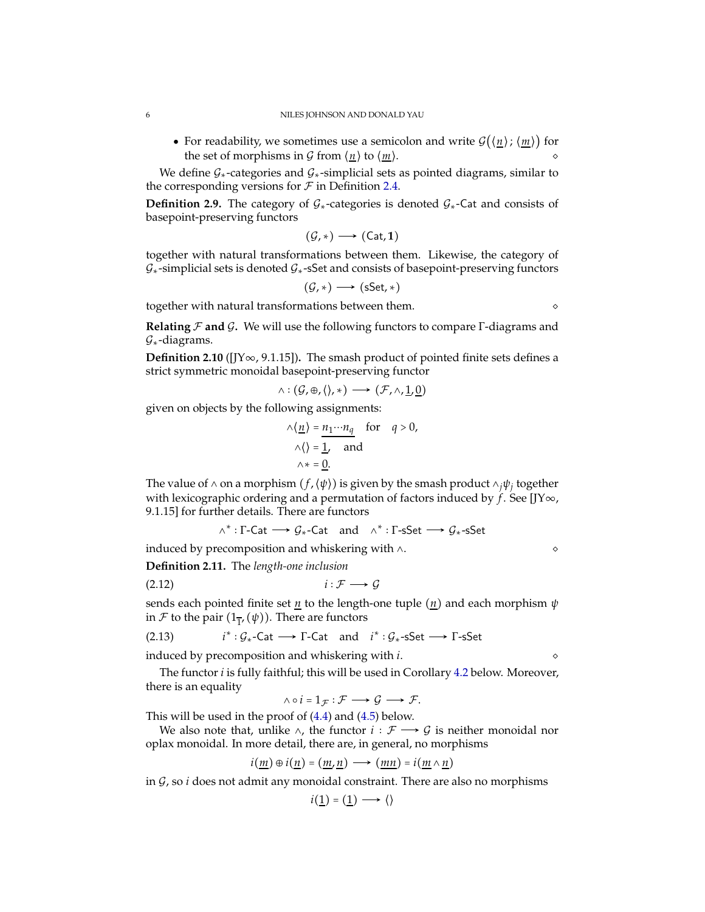- For readability, we sometimes use a semicolon and write $\mathcal{G}(\langle \underline{n} \rangle ; \langle \underline{m} \rangle)$ for the set of morphisms in $\mathcal{G}$ from $\langle \underline{n} \rangle$ to $\langle \underline{m} \rangle$. $\diamond$

We define $\mathcal{G}_*$-categories and $\mathcal{G}_*$-simplicial sets as pointed diagrams, similar to the corresponding versions for $\mathcal{F}$ in Definition 2.4.

**Definition 2.9.** The category of $\mathcal{G}_*$-categories is denoted $\mathcal{G}_*\text{-Cat}$ and consists of basepoint-preserving functors

$$(\mathcal{G}, *) \longrightarrow (\mathsf{Cat}, \mathbf{1})$$

together with natural transformations between them. Likewise, the category of $\mathcal{G}_*$-simplicial sets is denoted $\mathcal{G}_*\text{-sSet}$ and consists of basepoint-preserving functors

$$(\mathcal{G}, *) \longrightarrow (\mathsf{sSet}, *)$$

together with natural transformations between them. $\diamond$

**Relating $\mathcal{F}$ and $\mathcal{G}$.** We will use the following functors to compare Γ-diagrams and $\mathcal{G}_*$-diagrams.

**Definition 2.10** ([JY∞, 9.1.15])**.** The smash product of pointed finite sets defines a strict symmetric monoidal basepoint-preserving functor

$$\wedge : (\mathcal{G}, \oplus, \langle\rangle, *) \longrightarrow (\mathcal{F}, \wedge, \underline{1}, \underline{0})$$

given on objects by the following assignments:

$$\begin{aligned} \wedge\langle \underline{n} \rangle &= \underline{n_1 \cdots n_q} \quad \text{for} \quad q > 0, \\ \wedge\langle\rangle &= \underline{1}, \quad \text{and} \\ \wedge * &= \underline{0}. \end{aligned}$$

The value of $\wedge$ on a morphism $(f, \langle \psi \rangle)$ is given by the smash product $\wedge_j \psi_j$ together with lexicographic ordering and a permutation of factors induced by $f$. See [JY∞, 9.1.15] for further details. There are functors

$$\wedge^* : \Gamma\text{-Cat} \longrightarrow \mathcal{G}_*\text{-Cat} \quad \text{and} \quad \wedge^* : \Gamma\text{-sSet} \longrightarrow \mathcal{G}_*\text{-sSet}$$

induced by precomposition and whiskering with $\wedge$. $\diamond$

**Definition 2.11.** The *length-one inclusion*

$$i : \mathcal{F} \longrightarrow \mathcal{G} \tag{2.12}$$

sends each pointed finite set $\underline{n}$ to the length-one tuple $(\underline{n})$ and each morphism $\psi$ in $\mathcal{F}$ to the pair $(1_{\overline{1}}, (\psi))$. There are functors

$$i^* : \mathcal{G}_*\text{-Cat} \longrightarrow \Gamma\text{-Cat} \quad \text{and} \quad i^* : \mathcal{G}_*\text{-sSet} \longrightarrow \Gamma\text{-sSet} \tag{2.13}$$

induced by precomposition and whiskering with $i$. $\diamond$

The functor $i$ is fully faithful; this will be used in Corollary 4.2 below. Moreover, there is an equality

$$\wedge \circ i = 1_{\mathcal{F}} : \mathcal{F} \longrightarrow \mathcal{G} \longrightarrow \mathcal{F}.$$

This will be used in the proof of (4.4) and (4.5) below.

We also note that, unlike $\wedge$, the functor $i : \mathcal{F} \longrightarrow \mathcal{G}$ is neither monoidal nor oplax monoidal. In more detail, there are, in general, no morphisms

$$i(\underline{m}) \oplus i(\underline{n}) = (\underline{m}, \underline{n}) \longrightarrow (\underline{mn}) = i(\underline{m} \wedge \underline{n})$$

in $\mathcal{G}$, so $i$ does not admit any monoidal constraint. There are also no morphisms

$$i(\underline{1}) = (\underline{1}) \longrightarrow \langle\rangle$$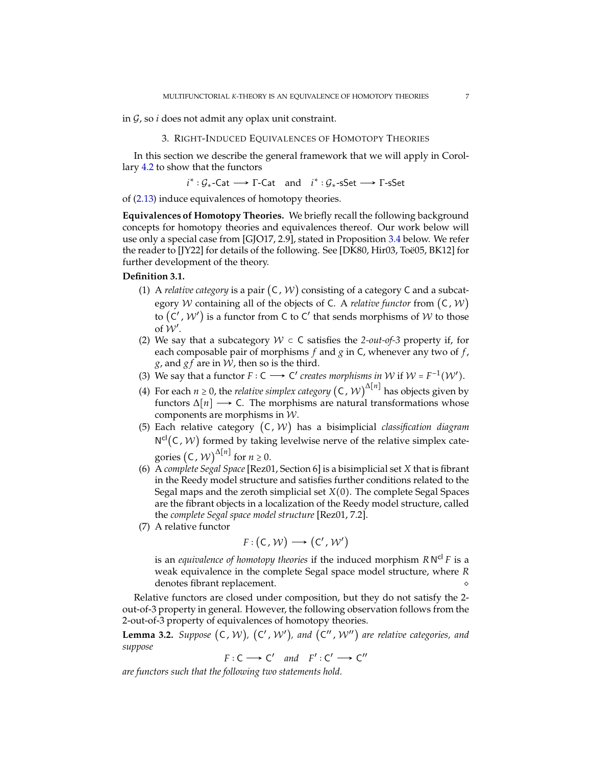in $\mathcal{G}$, so $i$ does not admit any oplax unit constraint.

## 3. Right-Induced Equivalences of Homotopy Theories

In this section we describe the general framework that we will apply in Corollary 4.2 to show that the functors

$$i^* : \mathcal{G}_*\text{-}\mathsf{Cat} \longrightarrow \Gamma\text{-}\mathsf{Cat} \quad \text{and} \quad i^* : \mathcal{G}_*\text{-}\mathsf{sSet} \longrightarrow \Gamma\text{-}\mathsf{sSet}$$

of (2.13) induce equivalences of homotopy theories.

**Equivalences of Homotopy Theories.** We briefly recall the following background concepts for homotopy theories and equivalences thereof. Our work below will use only a special case from [GJO17, 2.9], stated in Proposition 3.4 below. We refer the reader to [JY22] for details of the following. See [DK80, Hir03, Toë05, BK12] for further development of the theory.

**Definition 3.1.**

(1) A *relative category* is a pair $(\mathsf{C}, \mathcal{W})$ consisting of a category $\mathsf{C}$ and a subcategory $\mathcal{W}$ containing all of the objects of $\mathsf{C}$. A *relative functor* from $(\mathsf{C}, \mathcal{W})$ to $(\mathsf{C}', \mathcal{W}')$ is a functor from $\mathsf{C}$ to $\mathsf{C}'$ that sends morphisms of $\mathcal{W}$ to those of $\mathcal{W}'$.

(2) We say that a subcategory $\mathcal{W} \subset \mathsf{C}$ satisfies the *2-out-of-3* property if, for each composable pair of morphisms $f$ and $g$ in $\mathsf{C}$, whenever any two of $f$, $g$, and $gf$ are in $\mathcal{W}$, then so is the third.

(3) We say that a functor $F : \mathsf{C} \longrightarrow \mathsf{C}'$ *creates morphisms in* $\mathcal{W}$ if $\mathcal{W} = F^{-1}(\mathcal{W}')$.

(4) For each $n \geq 0$, the *relative simplex category* $(\mathsf{C}, \mathcal{W})^{\Delta[n]}$ has objects given by functors $\Delta[n] \longrightarrow \mathsf{C}$. The morphisms are natural transformations whose components are morphisms in $\mathcal{W}$.

(5) Each relative category $(\mathsf{C}, \mathcal{W})$ has a bisimplicial *classification diagram* $\mathsf{N}^{\mathsf{cl}}(\mathsf{C}, \mathcal{W})$ formed by taking levelwise nerve of the relative simplex categories $(\mathsf{C}, \mathcal{W})^{\Delta[n]}$ for $n \geq 0$.

(6) A *complete Segal Space* [Rez01, Section 6] is a bisimplicial set $X$ that is fibrant in the Reedy model structure and satisfies further conditions related to the Segal maps and the zeroth simplicial set $X(0)$. The complete Segal Spaces are the fibrant objects in a localization of the Reedy model structure, called the *complete Segal space model structure* [Rez01, 7.2].

(7) A relative functor

$$F : (\mathsf{C}, \mathcal{W}) \longrightarrow (\mathsf{C}', \mathcal{W}')$$

is an *equivalence of homotopy theories* if the induced morphism $R\,\mathsf{N}^{\mathsf{cl}} F$ is a weak equivalence in the complete Segal space model structure, where $R$ denotes fibrant replacement. ⋄

Relative functors are closed under composition, but they do not satisfy the 2-out-of-3 property in general. However, the following observation follows from the 2-out-of-3 property of equivalences of homotopy theories.

**Lemma 3.2.** *Suppose* $(\mathsf{C}, \mathcal{W})$*,* $(\mathsf{C}', \mathcal{W}')$*, and* $(\mathsf{C}'', \mathcal{W}'')$ *are relative categories, and suppose*

$$F : \mathsf{C} \longrightarrow \mathsf{C}' \quad \text{and} \quad F' : \mathsf{C}' \longrightarrow \mathsf{C}''$$

*are functors such that the following two statements hold.*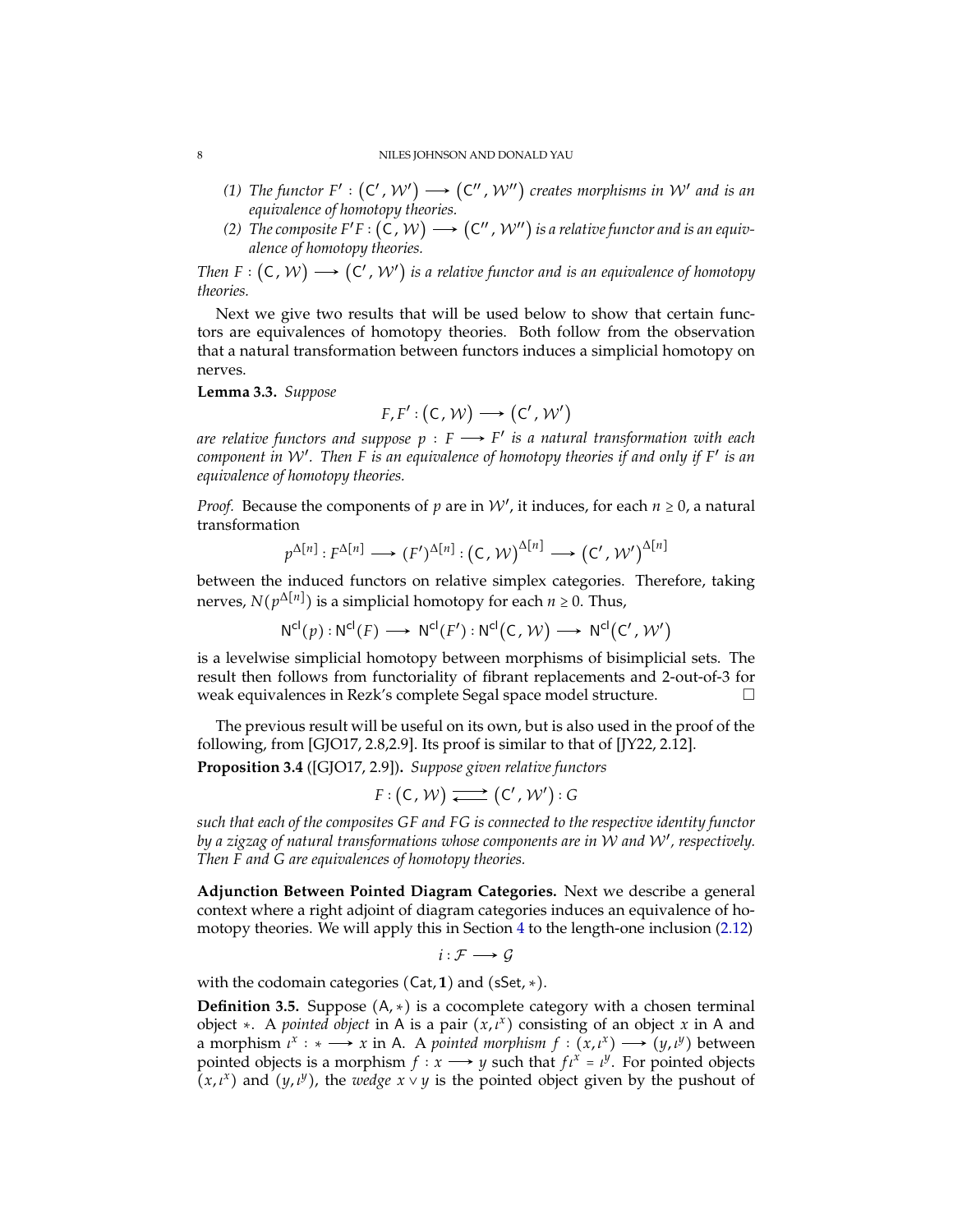(1) *The functor $F' : (\mathsf{C}', \mathcal{W}') \longrightarrow (\mathsf{C}'', \mathcal{W}'')$ creates morphisms in $\mathcal{W}'$ and is an equivalence of homotopy theories.*

(2) *The composite $F'F : (\mathsf{C}, \mathcal{W}) \longrightarrow (\mathsf{C}'', \mathcal{W}'')$ is a relative functor and is an equivalence of homotopy theories.*

*Then $F : (\mathsf{C}, \mathcal{W}) \longrightarrow (\mathsf{C}', \mathcal{W}')$ is a relative functor and is an equivalence of homotopy theories.*

Next we give two results that will be used below to show that certain functors are equivalences of homotopy theories. Both follow from the observation that a natural transformation between functors induces a simplicial homotopy on nerves.

**Lemma 3.3.** *Suppose*

$$F, F' : (\mathsf{C}, \mathcal{W}) \longrightarrow (\mathsf{C}', \mathcal{W}')$$

*are relative functors and suppose $p : F \longrightarrow F'$ is a natural transformation with each component in $\mathcal{W}'$. Then $F$ is an equivalence of homotopy theories if and only if $F'$ is an equivalence of homotopy theories.*

*Proof.* Because the components of $p$ are in $\mathcal{W}'$, it induces, for each $n \geq 0$, a natural transformation

$$p^{\Delta[n]} : F^{\Delta[n]} \longrightarrow (F')^{\Delta[n]} : (\mathsf{C}, \mathcal{W})^{\Delta[n]} \longrightarrow (\mathsf{C}', \mathcal{W}')^{\Delta[n]}$$

between the induced functors on relative simplex categories. Therefore, taking nerves, $N(p^{\Delta[n]})$ is a simplicial homotopy for each $n \geq 0$. Thus,

$$\mathsf{N}^{\mathsf{cl}}(p) : \mathsf{N}^{\mathsf{cl}}(F) \longrightarrow \mathsf{N}^{\mathsf{cl}}(F') : \mathsf{N}^{\mathsf{cl}}(\mathsf{C}, \mathcal{W}) \longrightarrow \mathsf{N}^{\mathsf{cl}}(\mathsf{C}', \mathcal{W}')$$

is a levelwise simplicial homotopy between morphisms of bisimplicial sets. The result then follows from functoriality of fibrant replacements and 2-out-of-3 for weak equivalences in Rezk's complete Segal space model structure. □

The previous result will be useful on its own, but is also used in the proof of the following, from [GJO17, 2.8,2.9]. Its proof is similar to that of [JY22, 2.12].

**Proposition 3.4** ([GJO17, 2.9])**.** *Suppose given relative functors*

$$F : (\mathsf{C}, \mathcal{W}) \rightleftarrows (\mathsf{C}', \mathcal{W}') : G$$

*such that each of the composites $GF$ and $FG$ is connected to the respective identity functor by a zigzag of natural transformations whose components are in $\mathcal{W}$ and $\mathcal{W}'$, respectively. Then $F$ and $G$ are equivalences of homotopy theories.*

**Adjunction Between Pointed Diagram Categories.** Next we describe a general context where a right adjoint of diagram categories induces an equivalence of homotopy theories. We will apply this in Section 4 to the length-one inclusion (2.12)

$$i : \mathcal{F} \longrightarrow \mathcal{G}$$

with the codomain categories $(\mathsf{Cat}, \mathbf{1})$ and $(\mathsf{sSet}, *)$.

**Definition 3.5.** Suppose $(\mathsf{A}, *)$ is a cocomplete category with a chosen terminal object $*$. A *pointed object* in $\mathsf{A}$ is a pair $(x, \iota^x)$ consisting of an object $x$ in $\mathsf{A}$ and a morphism $\iota^x : * \longrightarrow x$ in $\mathsf{A}$. A *pointed morphism* $f : (x, \iota^x) \longrightarrow (y, \iota^y)$ between pointed objects is a morphism $f : x \longrightarrow y$ such that $f\iota^x = \iota^y$. For pointed objects $(x, \iota^x)$ and $(y, \iota^y)$, the *wedge* $x \vee y$ is the pointed object given by the pushout of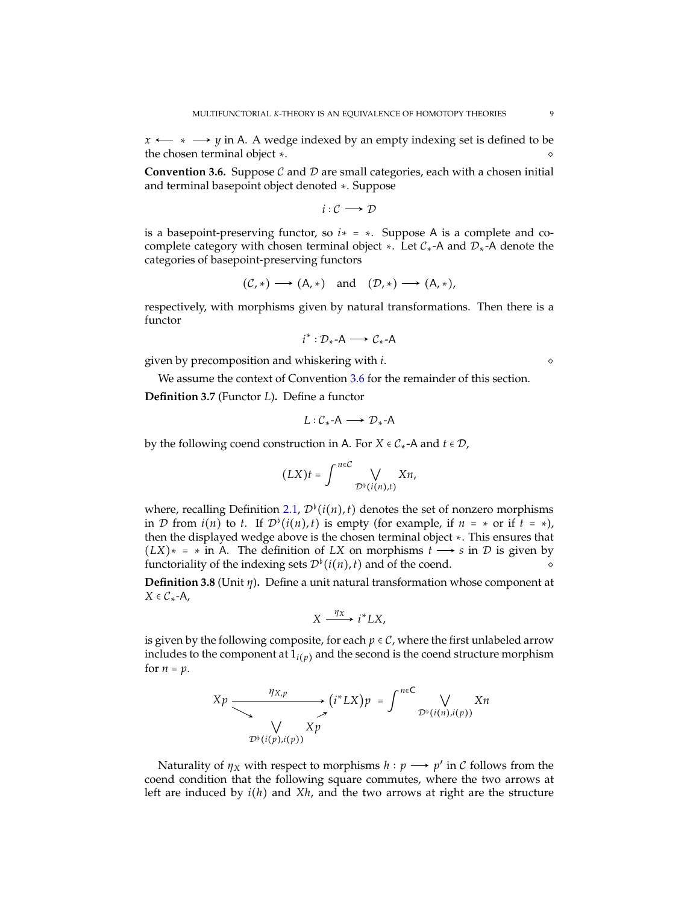$x \longleftarrow * \longrightarrow y$ in $\mathsf{A}$. A wedge indexed by an empty indexing set is defined to be the chosen terminal object $*$. $\diamond$

**Convention 3.6.** Suppose $\mathcal{C}$ and $\mathcal{D}$ are small categories, each with a chosen initial and terminal basepoint object denoted $*$. Suppose

$$i : \mathcal{C} \longrightarrow \mathcal{D}$$

is a basepoint-preserving functor, so $i* = *$. Suppose $\mathsf{A}$ is a complete and cocomplete category with chosen terminal object $*$. Let $\mathcal{C}_*$-$\mathsf{A}$ and $\mathcal{D}_*$-$\mathsf{A}$ denote the categories of basepoint-preserving functors

$$(\mathcal{C}, *) \longrightarrow (\mathsf{A}, *) \quad \text{and} \quad (\mathcal{D}, *) \longrightarrow (\mathsf{A}, *),$$

respectively, with morphisms given by natural transformations. Then there is a functor

$$i^* : \mathcal{D}_*\text{-}\mathsf{A} \longrightarrow \mathcal{C}_*\text{-}\mathsf{A}$$

given by precomposition and whiskering with $i$. $\diamond$

We assume the context of Convention 3.6 for the remainder of this section.

**Definition 3.7** (Functor $L$)**.** Define a functor

$$L : \mathcal{C}_*\text{-}\mathsf{A} \longrightarrow \mathcal{D}_*\text{-}\mathsf{A}$$

by the following coend construction in $\mathsf{A}$. For $X \in \mathcal{C}_*$-$\mathsf{A}$ and $t \in \mathcal{D}$,

$$(LX)t = \int^{n \in \mathcal{C}} \bigvee_{\mathcal{D}^\flat(i(n),t)} Xn,$$

where, recalling Definition 2.1, $\mathcal{D}^\flat(i(n), t)$ denotes the set of nonzero morphisms in $\mathcal{D}$ from $i(n)$ to $t$. If $\mathcal{D}^\flat(i(n), t)$ is empty (for example, if $n = *$ or if $t = *$), then the displayed wedge above is the chosen terminal object $*$. This ensures that $(LX)* = *$ in $\mathsf{A}$. The definition of $LX$ on morphisms $t \longrightarrow s$ in $\mathcal{D}$ is given by functoriality of the indexing sets $\mathcal{D}^\flat(i(n), t)$ and of the coend. $\diamond$

**Definition 3.8** (Unit $\eta$)**.** Define a unit natural transformation whose component at $X \in \mathcal{C}_*$-$\mathsf{A}$,

$$X \xrightarrow{\eta_X} i^* LX,$$

is given by the following composite, for each $p \in \mathcal{C}$, where the first unlabeled arrow includes to the component at $1_{i(p)}$ and the second is the coend structure morphism for $n = p$.

$$\begin{array}{ccc} Xp & \xrightarrow{\quad \eta_{X,p} \quad} & \left(i^* LX\right)p = \displaystyle\int^{n \in \mathsf{C}} \bigvee_{\mathcal{D}^\flat(i(n), i(p))} Xn \\ & \searrow \quad \displaystyle\bigvee_{\mathcal{D}^\flat(i(p), i(p))} Xp \quad \nearrow & \end{array}$$

Naturality of $\eta_X$ with respect to morphisms $h : p \longrightarrow p'$ in $\mathcal{C}$ follows from the coend condition that the following square commutes, where the two arrows at left are induced by $i(h)$ and $Xh$, and the two arrows at right are the structure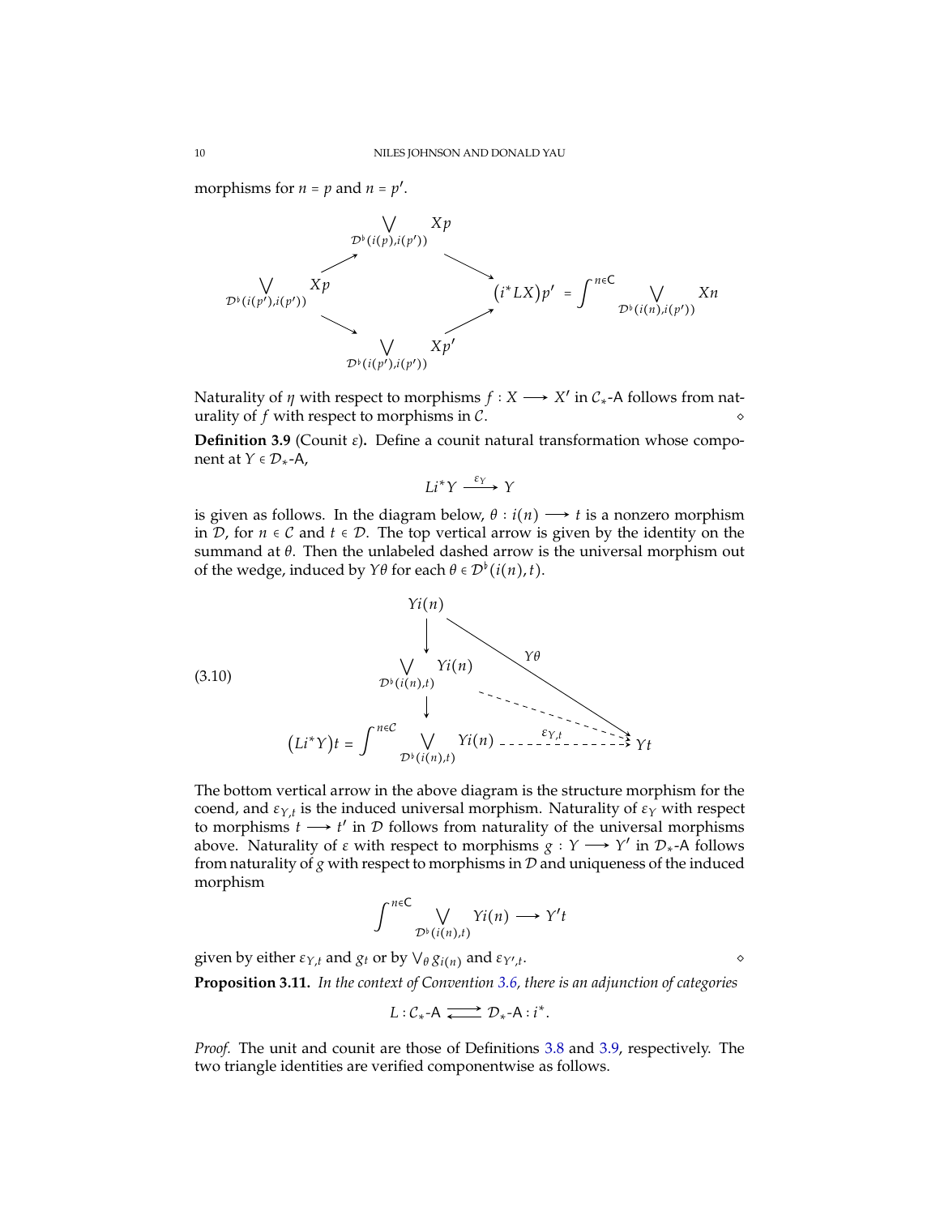morphisms for $n = p$ and $n = p'$.

$$\begin{array}{ccccc} & & \bigvee_{\mathcal{D}^\flat(i(p),i(p'))} Xp & & \\ & \nearrow & & \searrow & \\ \bigvee_{\mathcal{D}^\flat(i(p'),i(p'))} Xp & & & & (i^*LX)p' = \int^{n \in \mathsf{C}} \bigvee_{\mathcal{D}^\flat(i(n),i(p'))} Xn \\ & \searrow & & \nearrow & \\ & & \bigvee_{\mathcal{D}^\flat(i(p'),i(p'))} Xp' & & \end{array}$$

Naturality of $\eta$ with respect to morphisms $f : X \longrightarrow X'$ in $\mathcal{C}_*$-$\mathsf{A}$ follows from naturality of $f$ with respect to morphisms in $\mathcal{C}$. ◇

**Definition 3.9** (Counit $\varepsilon$)**.** Define a counit natural transformation whose component at $Y \in \mathcal{D}_*$-$\mathsf{A}$,

$$Li^*Y \xrightarrow{\varepsilon_Y} Y$$

is given as follows. In the diagram below, $\theta : i(n) \longrightarrow t$ is a nonzero morphism in $\mathcal{D}$, for $n \in \mathcal{C}$ and $t \in \mathcal{D}$. The top vertical arrow is given by the identity on the summand at $\theta$. Then the unlabeled dashed arrow is the universal morphism out of the wedge, induced by $Y\theta$ for each $\theta \in \mathcal{D}^\flat(i(n), t)$.

(3.10)
$$\begin{array}{ccc} Yi(n) & & \\ \downarrow & \searrow^{Y\theta} & \\ \bigvee_{\mathcal{D}^\flat(i(n),t)} Yi(n) & \dashrightarrow & \\ \downarrow & & \\ (Li^*Y)t = \int^{n \in \mathcal{C}} \bigvee_{\mathcal{D}^\flat(i(n),t)} Yi(n) & \overset{\varepsilon_{Y,t}}{\dashrightarrow} & Yt \end{array}$$

The bottom vertical arrow in the above diagram is the structure morphism for the coend, and $\varepsilon_{Y,t}$ is the induced universal morphism. Naturality of $\varepsilon_Y$ with respect to morphisms $t \longrightarrow t'$ in $\mathcal{D}$ follows from naturality of the universal morphisms above. Naturality of $\varepsilon$ with respect to morphisms $g : Y \longrightarrow Y'$ in $\mathcal{D}_*$-$\mathsf{A}$ follows from naturality of $g$ with respect to morphisms in $\mathcal{D}$ and uniqueness of the induced morphism

$$\int^{n \in \mathsf{C}} \bigvee_{\mathcal{D}^\flat(i(n),t)} Yi(n) \longrightarrow Y't$$

given by either $\varepsilon_{Y,t}$ and $g_t$ or by $\bigvee_\theta g_{i(n)}$ and $\varepsilon_{Y',t}$. ◇

**Proposition 3.11.** *In the context of Convention 3.6, there is an adjunction of categories*

$$L : \mathcal{C}_*\text{-}\mathsf{A} \rightleftarrows \mathcal{D}_*\text{-}\mathsf{A} : i^*.$$

*Proof.* The unit and counit are those of Definitions 3.8 and 3.9, respectively. The two triangle identities are verified componentwise as follows.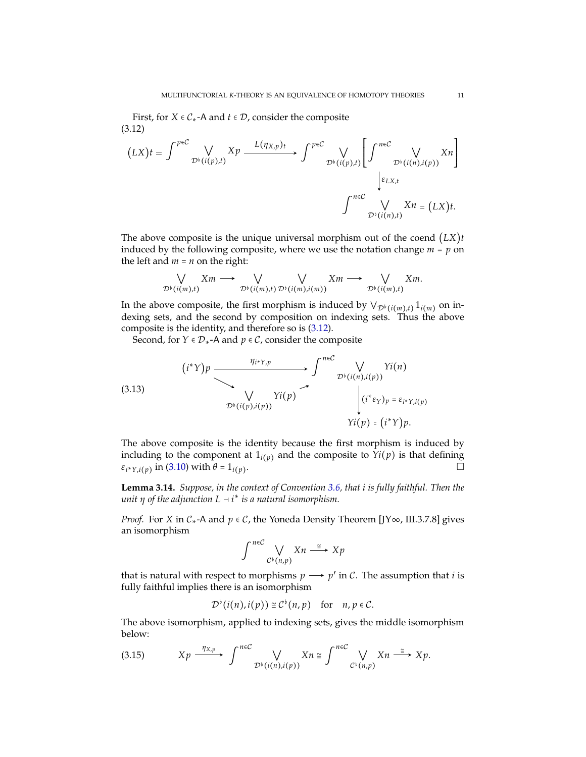First, for $X \in \mathcal{C}_*\text{-}\mathsf{A}$ and $t \in \mathcal{D}$, consider the composite

$$
\begin{array}{c}
\big(LX\big)t = \displaystyle\int^{p\in\mathcal{C}} \bigvee_{\mathcal{D}^\flat(i(p),t)} Xp \xrightarrow{\;L(\eta_{X,p})_t\;} \int^{p\in\mathcal{C}} \bigvee_{\mathcal{D}^\flat(i(p),t)} \left[ \int^{n\in\mathcal{C}} \bigvee_{\mathcal{D}^\flat(i(n),i(p))} Xn \right] \\
\Big\downarrow \varepsilon_{LX,t} \\
\displaystyle\int^{n\in\mathcal{C}} \bigvee_{\mathcal{D}^\flat(i(n),t)} Xn = \big(LX\big)t.
\end{array}
\tag{3.12}
$$

The above composite is the unique universal morphism out of the coend $\big(LX\big)t$ induced by the following composite, where we use the notation change $m = p$ on the left and $m = n$ on the right:

$$
\bigvee_{\mathcal{D}^\flat(i(m),t)} Xm \longrightarrow \bigvee_{\mathcal{D}^\flat(i(m),t)} \bigvee_{\mathcal{D}^\flat(i(m),i(m))} Xm \longrightarrow \bigvee_{\mathcal{D}^\flat(i(m),t)} Xm.
$$

In the above composite, the first morphism is induced by $\bigvee_{\mathcal{D}^\flat(i(m),t)} 1_{i(m)}$ on indexing sets, and the second by composition on indexing sets. Thus the above composite is the identity, and therefore so is (3.12).

Second, for $Y \in \mathcal{D}_*\text{-}\mathsf{A}$ and $p \in \mathcal{C}$, consider the composite

$$
\begin{array}{c}
\big(i^*Y\big)p \xrightarrow{\;\eta_{i^*Y,p}\;} \displaystyle\int^{n\in\mathcal{C}} \bigvee_{\mathcal{D}^\flat(i(n),i(p))} Yi(n) \\
\searrow \quad \displaystyle\bigvee_{\mathcal{D}^\flat(i(p),i(p))} Yi(p) \quad \nearrow \\
\Big\downarrow (i^*\varepsilon_Y)_p = \varepsilon_{i^*Y,i(p)} \\
Yi(p) = \big(i^*Y\big)p.
\end{array}
\tag{3.13}
$$

The above composite is the identity because the first morphism is induced by including to the component at $1_{i(p)}$ and the composite to $Yi(p)$ is that defining $\varepsilon_{i^*Y,i(p)}$ in (3.10) with $\theta = 1_{i(p)}$. □

**Lemma 3.14.** *Suppose, in the context of Convention 3.6, that $i$ is fully faithful. Then the unit $\eta$ of the adjunction $L \dashv i^*$ is a natural isomorphism.*

*Proof.* For $X$ in $\mathcal{C}_*\text{-}\mathsf{A}$ and $p \in \mathcal{C}$, the Yoneda Density Theorem [JY∞, III.3.7.8] gives an isomorphism

$$
\int^{n\in\mathcal{C}} \bigvee_{\mathcal{C}^\flat(n,p)} Xn \xrightarrow{\;\cong\;} Xp
$$

that is natural with respect to morphisms $p \longrightarrow p'$ in $\mathcal{C}$. The assumption that $i$ is fully faithful implies there is an isomorphism

$$
\mathcal{D}^\flat(i(n),i(p)) \cong \mathcal{C}^\flat(n,p) \quad \text{for} \quad n,p \in \mathcal{C}.
$$

The above isomorphism, applied to indexing sets, gives the middle isomorphism below:

$$
Xp \xrightarrow{\;\eta_{X,p}\;} \int^{n\in\mathcal{C}} \bigvee_{\mathcal{D}^\flat(i(n),i(p))} Xn \cong \int^{n\in\mathcal{C}} \bigvee_{\mathcal{C}^\flat(n,p)} Xn \xrightarrow{\;\cong\;} Xp.
\tag{3.15}
$$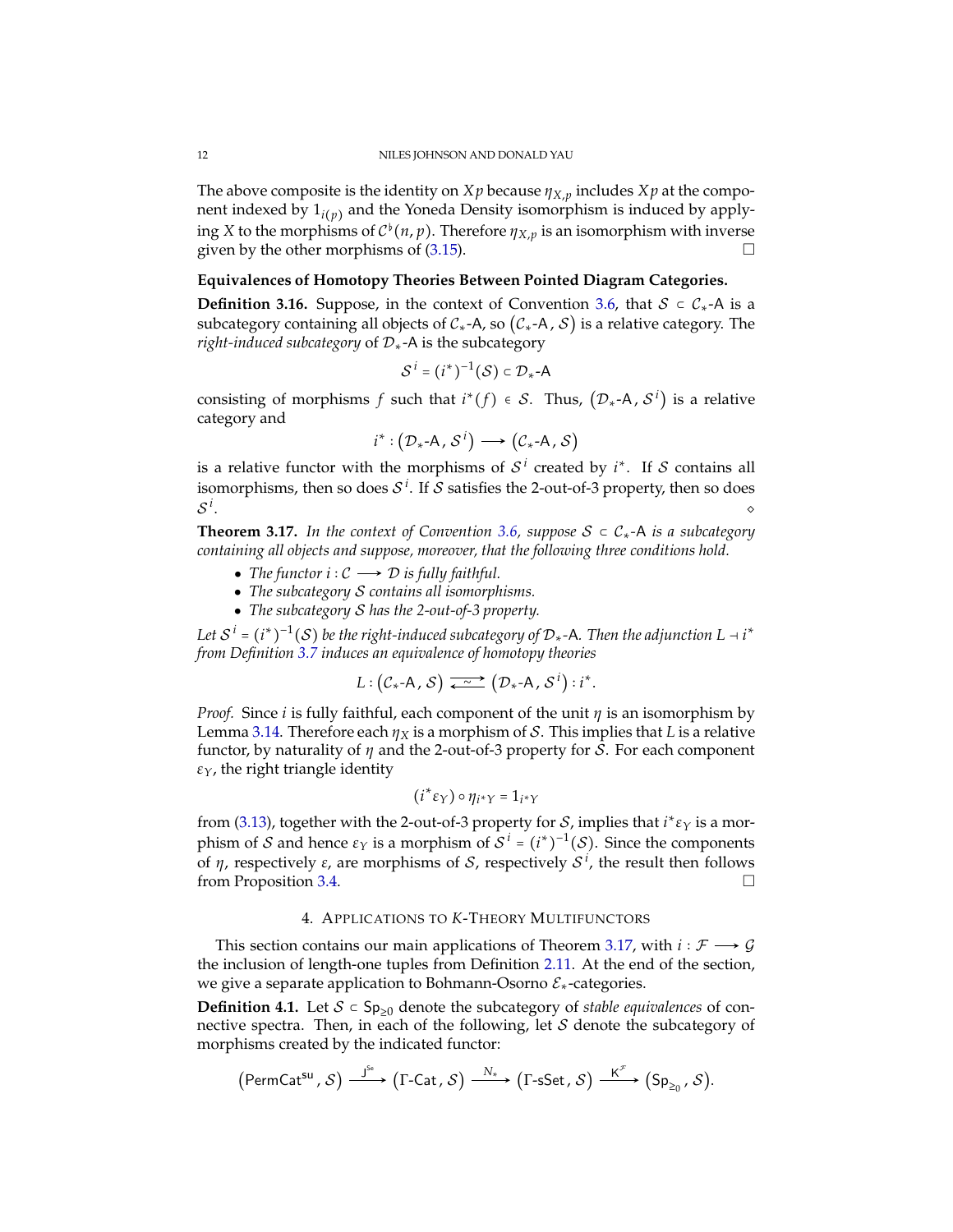The above composite is the identity on $Xp$ because $\eta_{X,p}$ includes $Xp$ at the component indexed by $1_{i(p)}$ and the Yoneda Density isomorphism is induced by applying $X$ to the morphisms of $\mathcal{C}^\flat(n,p)$. Therefore $\eta_{X,p}$ is an isomorphism with inverse given by the other morphisms of (3.15). □

**Equivalences of Homotopy Theories Between Pointed Diagram Categories.**

**Definition 3.16.** Suppose, in the context of Convention 3.6, that $\mathcal{S} \subset \mathcal{C}_*\text{-}\mathsf{A}$ is a subcategory containing all objects of $\mathcal{C}_*\text{-}\mathsf{A}$, so $(\mathcal{C}_*\text{-}\mathsf{A}, \mathcal{S})$ is a relative category. The *right-induced subcategory* of $\mathcal{D}_*\text{-}\mathsf{A}$ is the subcategory

$$\mathcal{S}^i = (i^*)^{-1}(\mathcal{S}) \subset \mathcal{D}_*\text{-}\mathsf{A}$$

consisting of morphisms $f$ such that $i^*(f) \in \mathcal{S}$. Thus, $(\mathcal{D}_*\text{-}\mathsf{A}, \mathcal{S}^i)$ is a relative category and

$$i^* : (\mathcal{D}_*\text{-}\mathsf{A}, \mathcal{S}^i) \longrightarrow (\mathcal{C}_*\text{-}\mathsf{A}, \mathcal{S})$$

is a relative functor with the morphisms of $\mathcal{S}^i$ created by $i^*$. If $\mathcal{S}$ contains all isomorphisms, then so does $\mathcal{S}^i$. If $\mathcal{S}$ satisfies the 2-out-of-3 property, then so does $\mathcal{S}^i$. ⋄

**Theorem 3.17.** *In the context of Convention 3.6, suppose $\mathcal{S} \subset \mathcal{C}_*\text{-}\mathsf{A}$ is a subcategory containing all objects and suppose, moreover, that the following three conditions hold.*

- *The functor $i : \mathcal{C} \longrightarrow \mathcal{D}$ is fully faithful.*
- *The subcategory $\mathcal{S}$ contains all isomorphisms.*
- *The subcategory $\mathcal{S}$ has the 2-out-of-3 property.*

*Let $\mathcal{S}^i = (i^*)^{-1}(\mathcal{S})$ be the right-induced subcategory of $\mathcal{D}_*\text{-}\mathsf{A}$. Then the adjunction $L \dashv i^*$ from Definition 3.7 induces an equivalence of homotopy theories*

$$L : (\mathcal{C}_*\text{-}\mathsf{A}, \mathcal{S}) \overset{\sim}{\rightleftarrows} (\mathcal{D}_*\text{-}\mathsf{A}, \mathcal{S}^i) : i^*.$$

*Proof.* Since $i$ is fully faithful, each component of the unit $\eta$ is an isomorphism by Lemma 3.14. Therefore each $\eta_X$ is a morphism of $\mathcal{S}$. This implies that $L$ is a relative functor, by naturality of $\eta$ and the 2-out-of-3 property for $\mathcal{S}$. For each component $\varepsilon_Y$, the right triangle identity

$$(i^*\varepsilon_Y) \circ \eta_{i^*Y} = 1_{i^*Y}$$

from (3.13), together with the 2-out-of-3 property for $\mathcal{S}$, implies that $i^*\varepsilon_Y$ is a morphism of $\mathcal{S}$ and hence $\varepsilon_Y$ is a morphism of $\mathcal{S}^i = (i^*)^{-1}(\mathcal{S})$. Since the components of $\eta$, respectively $\varepsilon$, are morphisms of $\mathcal{S}$, respectively $\mathcal{S}^i$, the result then follows from Proposition 3.4. □

## 4. Applications to $K$-Theory Multifunctors

This section contains our main applications of Theorem 3.17, with $i : \mathcal{F} \longrightarrow \mathcal{G}$ the inclusion of length-one tuples from Definition 2.11. At the end of the section, we give a separate application to Bohmann-Osorno $\mathcal{E}_*$-categories.

**Definition 4.1.** Let $\mathcal{S} \subset \mathsf{Sp}_{\geq 0}$ denote the subcategory of *stable equivalences* of connective spectra. Then, in each of the following, let $\mathcal{S}$ denote the subcategory of morphisms created by the indicated functor:

$$(\mathsf{PermCat}^{\mathsf{su}}, \mathcal{S}) \xrightarrow{\mathsf{J}^{\mathsf{Se}}} (\Gamma\text{-}\mathsf{Cat}, \mathcal{S}) \xrightarrow{N_*} (\Gamma\text{-}\mathsf{sSet}, \mathcal{S}) \xrightarrow{\mathsf{K}^{\mathcal{F}}} (\mathsf{Sp}_{\geq 0}, \mathcal{S}).$$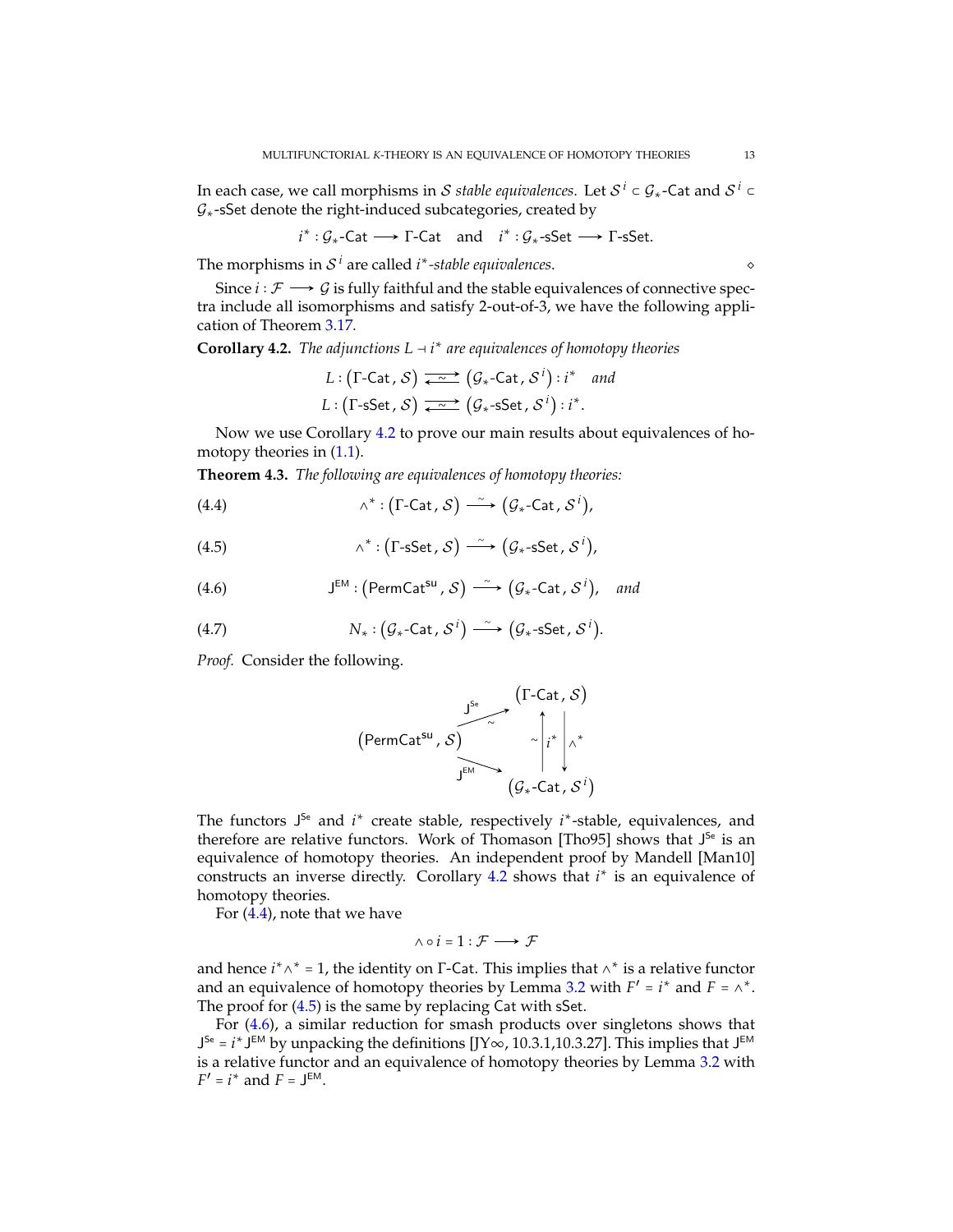In each case, we call morphisms in $\mathcal{S}$ *stable equivalences*. Let $\mathcal{S}^i \subset \mathcal{G}_*\text{-Cat}$ and $\mathcal{S}^i \subset \mathcal{G}_*\text{-sSet}$ denote the right-induced subcategories, created by

$$i^* : \mathcal{G}_*\text{-Cat} \longrightarrow \Gamma\text{-Cat} \quad \text{and} \quad i^* : \mathcal{G}_*\text{-sSet} \longrightarrow \Gamma\text{-sSet}.$$

The morphisms in $\mathcal{S}^i$ are called *$i^*$-stable equivalences*. $\diamond$

Since $i : \mathcal{F} \longrightarrow \mathcal{G}$ is fully faithful and the stable equivalences of connective spectra include all isomorphisms and satisfy 2-out-of-3, we have the following application of Theorem 3.17.

**Corollary 4.2.** *The adjunctions $L \dashv i^*$ are equivalences of homotopy theories*

$$L : \big(\Gamma\text{-Cat}, \mathcal{S}\big) \underset{\sim}{\rightleftarrows} \big(\mathcal{G}_*\text{-Cat}, \mathcal{S}^i\big) : i^* \quad \textit{and}$$
$$L : \big(\Gamma\text{-sSet}, \mathcal{S}\big) \underset{\sim}{\rightleftarrows} \big(\mathcal{G}_*\text{-sSet}, \mathcal{S}^i\big) : i^*.$$

Now we use Corollary 4.2 to prove our main results about equivalences of homotopy theories in (1.1).

**Theorem 4.3.** *The following are equivalences of homotopy theories:*

$$\wedge^* : \big(\Gamma\text{-Cat}, \mathcal{S}\big) \xrightarrow{\sim} \big(\mathcal{G}_*\text{-Cat}, \mathcal{S}^i\big), \tag{4.4}$$

$$\wedge^* : \big(\Gamma\text{-sSet}, \mathcal{S}\big) \xrightarrow{\sim} \big(\mathcal{G}_*\text{-sSet}, \mathcal{S}^i\big), \tag{4.5}$$

$$\mathsf{J}^{\mathsf{EM}} : \big(\mathsf{PermCat}^{\mathsf{su}}, \mathcal{S}\big) \xrightarrow{\sim} \big(\mathcal{G}_*\text{-Cat}, \mathcal{S}^i\big), \quad \textit{and} \tag{4.6}$$

$$N_* : \big(\mathcal{G}_*\text{-Cat}, \mathcal{S}^i\big) \xrightarrow{\sim} \big(\mathcal{G}_*\text{-sSet}, \mathcal{S}^i\big). \tag{4.7}$$

*Proof.* Consider the following.

$$\begin{array}{ccc} & & \big(\Gamma\text{-Cat}, \mathcal{S}\big) \\ & \overset{\mathsf{J}^{\mathsf{Se}}}{\underset{\sim}{\nearrow}} & \sim \big\uparrow i^* \quad \big\downarrow \wedge^* \\ \big(\mathsf{PermCat}^{\mathsf{su}}, \mathcal{S}\big) & \underset{\mathsf{J}^{\mathsf{EM}}}{\searrow} & \\ & & \big(\mathcal{G}_*\text{-Cat}, \mathcal{S}^i\big) \end{array}$$

The functors $\mathsf{J}^{\mathsf{Se}}$ and $i^*$ create stable, respectively $i^*$-stable, equivalences, and therefore are relative functors. Work of Thomason [Tho95] shows that $\mathsf{J}^{\mathsf{Se}}$ is an equivalence of homotopy theories. An independent proof by Mandell [Man10] constructs an inverse directly. Corollary 4.2 shows that $i^*$ is an equivalence of homotopy theories.

For (4.4), note that we have

$$\wedge \circ i = 1 : \mathcal{F} \longrightarrow \mathcal{F}$$

and hence $i^* \wedge^* = 1$, the identity on $\Gamma$-Cat. This implies that $\wedge^*$ is a relative functor and an equivalence of homotopy theories by Lemma 3.2 with $F' = i^*$ and $F = \wedge^*$. The proof for (4.5) is the same by replacing Cat with sSet.

For (4.6), a similar reduction for smash products over singletons shows that $\mathsf{J}^{\mathsf{Se}} = i^* \mathsf{J}^{\mathsf{EM}}$ by unpacking the definitions [JY∞, 10.3.1,10.3.27]. This implies that $\mathsf{J}^{\mathsf{EM}}$ is a relative functor and an equivalence of homotopy theories by Lemma 3.2 with $F' = i^*$ and $F = \mathsf{J}^{\mathsf{EM}}$.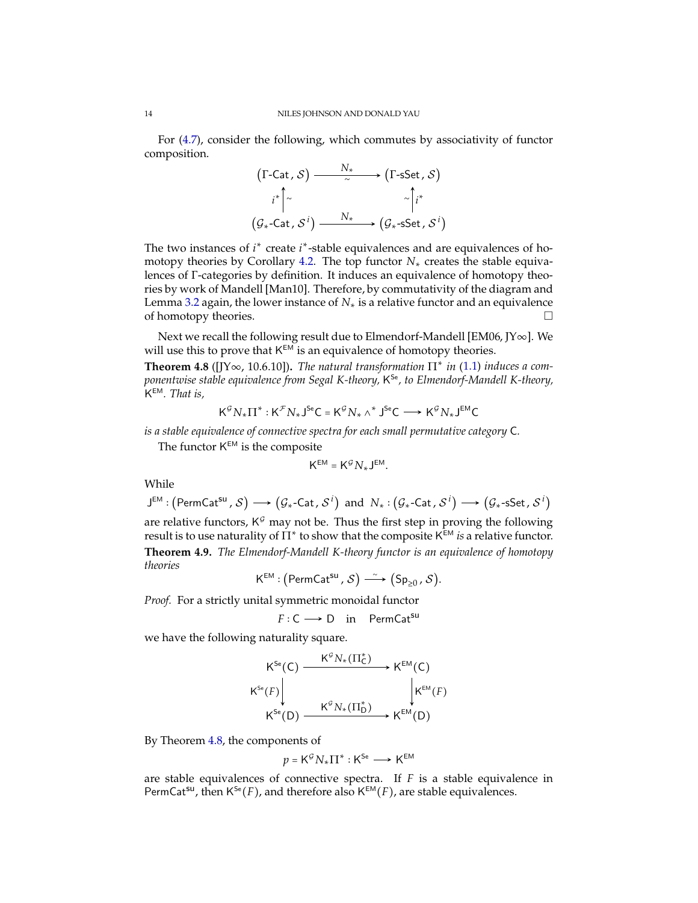For (4.7), consider the following, which commutes by associativity of functor composition.

$$\begin{array}{ccc}
(\Gamma\text{-}\mathsf{Cat}\,,\,\mathcal{S}) & \xrightarrow[\sim]{N_*} & (\Gamma\text{-}\mathsf{sSet}\,,\,\mathcal{S}) \\
{\scriptstyle i^*}\uparrow{\scriptstyle \sim} & & {\scriptstyle \sim}\uparrow{\scriptstyle i^*} \\
(\mathcal{G}_*\text{-}\mathsf{Cat}\,,\,\mathcal{S}^{\,i}) & \xrightarrow{N_*} & (\mathcal{G}_*\text{-}\mathsf{sSet}\,,\,\mathcal{S}^{\,i})
\end{array}$$

The two instances of $i^*$ create $i^*$-stable equivalences and are equivalences of homotopy theories by Corollary 4.2. The top functor $N_*$ creates the stable equivalences of Γ-categories by definition. It induces an equivalence of homotopy theories by work of Mandell [Man10]. Therefore, by commutativity of the diagram and Lemma 3.2 again, the lower instance of $N_*$ is a relative functor and an equivalence of homotopy theories. □

Next we recall the following result due to Elmendorf-Mandell [EM06, JY∞]. We will use this to prove that $\mathsf{K}^{\mathsf{EM}}$ is an equivalence of homotopy theories.

**Theorem 4.8** ([JY∞, 10.6.10])**.** *The natural transformation $\Pi^*$ in (1.1) induces a componentwise stable equivalence from Segal K-theory, $\mathsf{K}^{\mathsf{Se}}$, to Elmendorf-Mandell K-theory, $\mathsf{K}^{\mathsf{EM}}$. That is,*

$$\mathsf{K}^{\mathcal{G}} N_* \Pi^* : \mathsf{K}^{\mathcal{F}} N_* \mathsf{J}^{\mathsf{Se}}\mathsf{C} = \mathsf{K}^{\mathcal{G}} N_* \wedge^* \mathsf{J}^{\mathsf{Se}}\mathsf{C} \longrightarrow \mathsf{K}^{\mathcal{G}} N_* \mathsf{J}^{\mathsf{EM}}\mathsf{C}$$

*is a stable equivalence of connective spectra for each small permutative category* $\mathsf{C}$.

The functor $\mathsf{K}^{\mathsf{EM}}$ is the composite

$$\mathsf{K}^{\mathsf{EM}} = \mathsf{K}^{\mathcal{G}} N_* \mathsf{J}^{\mathsf{EM}}.$$

While

$$\mathsf{J}^{\mathsf{EM}} : (\mathsf{PermCat}^{\mathsf{su}}\,,\,\mathcal{S}) \longrightarrow (\mathcal{G}_*\text{-}\mathsf{Cat}\,,\,\mathcal{S}^{\,i}) \;\text{ and }\; N_* : (\mathcal{G}_*\text{-}\mathsf{Cat}\,,\,\mathcal{S}^{\,i}) \longrightarrow (\mathcal{G}_*\text{-}\mathsf{sSet}\,,\,\mathcal{S}^{\,i})$$

are relative functors, $\mathsf{K}^{\mathcal{G}}$ may not be. Thus the first step in proving the following result is to use naturality of $\Pi^*$ to show that the composite $\mathsf{K}^{\mathsf{EM}}$ *is* a relative functor.

**Theorem 4.9.** *The Elmendorf-Mandell K-theory functor is an equivalence of homotopy theories*

$$\mathsf{K}^{\mathsf{EM}} : (\mathsf{PermCat}^{\mathsf{su}}\,,\,\mathcal{S}) \xrightarrow{\sim} (\mathsf{Sp}_{\geq 0}\,,\,\mathcal{S}).$$

*Proof.* For a strictly unital symmetric monoidal functor

$$F : \mathsf{C} \longrightarrow \mathsf{D} \quad \text{in} \quad \mathsf{PermCat}^{\mathsf{su}}$$

we have the following naturality square.

$$\begin{array}{ccc}
\mathsf{K}^{\mathsf{Se}}(\mathsf{C}) & \xrightarrow{\mathsf{K}^{\mathcal{G}} N_*(\Pi^*_{\mathsf{C}})} & \mathsf{K}^{\mathsf{EM}}(\mathsf{C}) \\
{\scriptstyle \mathsf{K}^{\mathsf{Se}}(F)}\downarrow & & \downarrow{\scriptstyle \mathsf{K}^{\mathsf{EM}}(F)} \\
\mathsf{K}^{\mathsf{Se}}(\mathsf{D}) & \xrightarrow{\mathsf{K}^{\mathcal{G}} N_*(\Pi^*_{\mathsf{D}})} & \mathsf{K}^{\mathsf{EM}}(\mathsf{D})
\end{array}$$

By Theorem 4.8, the components of

$$p = \mathsf{K}^{\mathcal{G}} N_* \Pi^* : \mathsf{K}^{\mathsf{Se}} \longrightarrow \mathsf{K}^{\mathsf{EM}}$$

are stable equivalences of connective spectra. If $F$ is a stable equivalence in $\mathsf{PermCat}^{\mathsf{su}}$, then $\mathsf{K}^{\mathsf{Se}}(F)$, and therefore also $\mathsf{K}^{\mathsf{EM}}(F)$, are stable equivalences.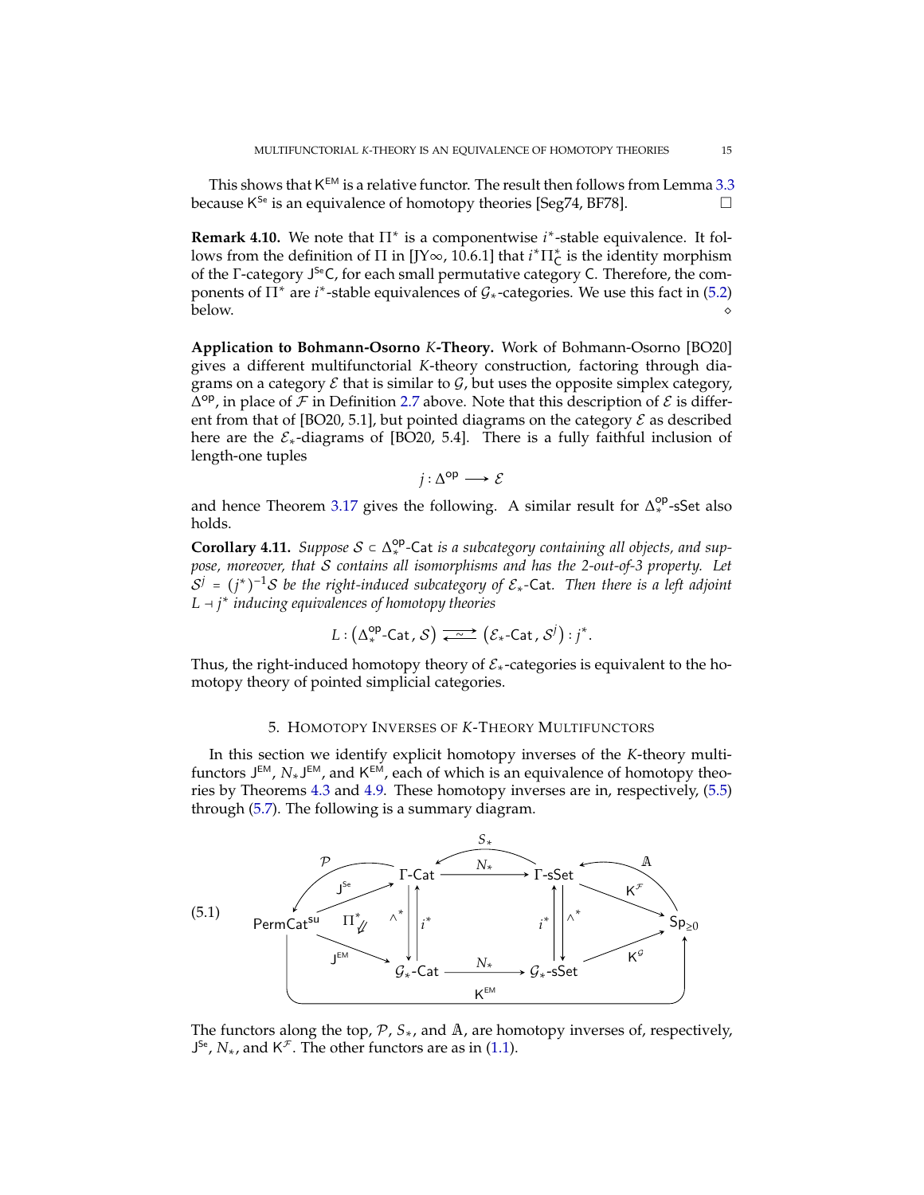This shows that $\mathsf{K}^{\mathsf{EM}}$ is a relative functor. The result then follows from Lemma 3.3 because $\mathsf{K}^{\mathsf{Se}}$ is an equivalence of homotopy theories [Seg74, BF78]. □

**Remark 4.10.** We note that $\Pi^*$ is a componentwise $i^*$-stable equivalence. It follows from the definition of $\Pi$ in [JY∞, 10.6.1] that $i^*\Pi^*_{\mathsf{C}}$ is the identity morphism of the Γ-category $\mathsf{J}^{\mathsf{Se}}\mathsf{C}$, for each small permutative category $\mathsf{C}$. Therefore, the components of $\Pi^*$ are $i^*$-stable equivalences of $\mathcal{G}_*$-categories. We use this fact in (5.2) below. ⋄

**Application to Bohmann-Osorno *K*-Theory.** Work of Bohmann-Osorno [BO20] gives a different multifunctorial *K*-theory construction, factoring through diagrams on a category $\mathcal{E}$ that is similar to $\mathcal{G}$, but uses the opposite simplex category, $\Delta^{\mathsf{op}}$, in place of $\mathcal{F}$ in Definition 2.7 above. Note that this description of $\mathcal{E}$ is different from that of [BO20, 5.1], but pointed diagrams on the category $\mathcal{E}$ as described here are the $\mathcal{E}_*$-diagrams of [BO20, 5.4]. There is a fully faithful inclusion of length-one tuples

$$j : \Delta^{\mathsf{op}} \longrightarrow \mathcal{E}$$

and hence Theorem 3.17 gives the following. A similar result for $\Delta^{\mathsf{op}}_*$-sSet also holds.

**Corollary 4.11.** *Suppose $\mathcal{S} \subset \Delta^{\mathsf{op}}_*\text{-}\mathsf{Cat}$ is a subcategory containing all objects, and suppose, moreover, that $\mathcal{S}$ contains all isomorphisms and has the 2-out-of-3 property. Let $\mathcal{S}^j = (j^*)^{-1}\mathcal{S}$ be the right-induced subcategory of $\mathcal{E}_*$-Cat. Then there is a left adjoint $L \dashv j^*$ inducing equivalences of homotopy theories*

$$L : \left(\Delta^{\mathsf{op}}_*\text{-}\mathsf{Cat}\,,\, \mathcal{S}\right) \overset{\sim}{\rightleftarrows} \left(\mathcal{E}_*\text{-}\mathsf{Cat}\,,\, \mathcal{S}^j\right) : j^*.$$

Thus, the right-induced homotopy theory of $\mathcal{E}_*$-categories is equivalent to the homotopy theory of pointed simplicial categories.

## 5. Homotopy Inverses of *K*-Theory Multifunctors

In this section we identify explicit homotopy inverses of the *K*-theory multifunctors $\mathsf{J}^{\mathsf{EM}}$, $N_*\mathsf{J}^{\mathsf{EM}}$, and $\mathsf{K}^{\mathsf{EM}}$, each of which is an equivalence of homotopy theories by Theorems 4.3 and 4.9. These homotopy inverses are in, respectively, (5.5) through (5.7). The following is a summary diagram.

$$(5.1)\qquad \begin{array}{c}
\text{Diagram: } \mathsf{PermCat}^{\mathsf{su}} \xrightarrow{\mathsf{J}^{\mathsf{Se}}} \Gamma\text{-}\mathsf{Cat},\ \mathsf{PermCat}^{\mathsf{su}} \xrightarrow{\mathsf{J}^{\mathsf{EM}}} \mathcal{G}_*\text{-}\mathsf{Cat},\ \Pi^* \text{ (2-cell)},\ \mathcal{P} : \Gamma\text{-}\mathsf{Cat} \to \mathsf{PermCat}^{\mathsf{su}},\\
\Gamma\text{-}\mathsf{Cat} \underset{i^*}{\overset{\wedge^*}{\rightleftarrows}} \mathcal{G}_*\text{-}\mathsf{Cat},\ \Gamma\text{-}\mathsf{Cat} \xrightarrow{N_*} \Gamma\text{-}\mathsf{sSet},\ S_* : \Gamma\text{-}\mathsf{sSet} \to \Gamma\text{-}\mathsf{Cat},\ \mathcal{G}_*\text{-}\mathsf{Cat} \xrightarrow{N_*} \mathcal{G}_*\text{-}\mathsf{sSet},\\
\Gamma\text{-}\mathsf{sSet} \underset{\wedge^*}{\overset{i^*}{\leftrightarrows}} \mathcal{G}_*\text{-}\mathsf{sSet},\ \Gamma\text{-}\mathsf{sSet} \xrightarrow{\mathsf{K}^{\mathcal{F}}} \mathsf{Sp}_{\geq 0},\ \mathbb{A} : \mathsf{Sp}_{\geq 0} \to \Gamma\text{-}\mathsf{sSet},\ \mathcal{G}_*\text{-}\mathsf{sSet} \xrightarrow{\mathsf{K}^{\mathcal{G}}} \mathsf{Sp}_{\geq 0},\ \mathsf{PermCat}^{\mathsf{su}} \xrightarrow{\mathsf{K}^{\mathsf{EM}}} \mathsf{Sp}_{\geq 0}
\end{array}$$

The functors along the top, $\mathcal{P}$, $S_*$, and $\mathbb{A}$, are homotopy inverses of, respectively, $\mathsf{J}^{\mathsf{Se}}$, $N_*$, and $\mathsf{K}^{\mathcal{F}}$. The other functors are as in (1.1).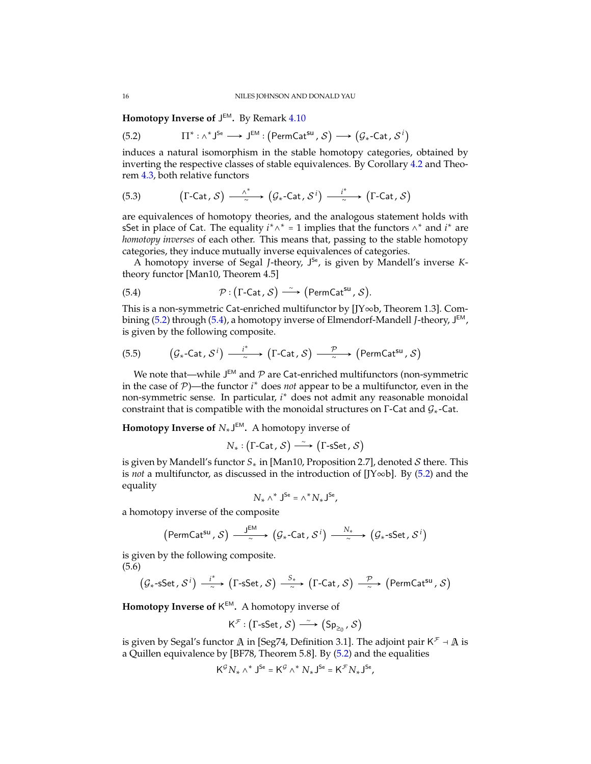**Homotopy Inverse of $\mathsf{J}^{\mathsf{EM}}$.** By Remark 4.10

$$\Pi^* : \wedge^* \mathsf{J}^{\mathsf{Se}} \longrightarrow \mathsf{J}^{\mathsf{EM}} : \big(\mathsf{PermCat}^{\mathsf{su}}, \mathcal{S}\big) \longrightarrow \big(\mathcal{G}_*\text{-}\mathsf{Cat}, \mathcal{S}^i\big) \tag{5.2}$$

induces a natural isomorphism in the stable homotopy categories, obtained by inverting the respective classes of stable equivalences. By Corollary 4.2 and Theorem 4.3, both relative functors

$$\big(\Gamma\text{-}\mathsf{Cat}, \mathcal{S}\big) \xrightarrow[\sim]{\wedge^*} \big(\mathcal{G}_*\text{-}\mathsf{Cat}, \mathcal{S}^i\big) \xrightarrow[\sim]{i^*} \big(\Gamma\text{-}\mathsf{Cat}, \mathcal{S}\big) \tag{5.3}$$

are equivalences of homotopy theories, and the analogous statement holds with sSet in place of Cat. The equality $i^* \wedge^* = 1$ implies that the functors $\wedge^*$ and $i^*$ are *homotopy inverses* of each other. This means that, passing to the stable homotopy categories, they induce mutually inverse equivalences of categories.

A homotopy inverse of Segal $J$-theory, $\mathsf{J}^{\mathsf{Se}}$, is given by Mandell's inverse $K$-theory functor [Man10, Theorem 4.5]

$$\mathcal{P} : \big(\Gamma\text{-}\mathsf{Cat}, \mathcal{S}\big) \xrightarrow{\sim} \big(\mathsf{PermCat}^{\mathsf{su}}, \mathcal{S}\big). \tag{5.4}$$

This is a non-symmetric Cat-enriched multifunctor by [JY∞b, Theorem 1.3]. Combining (5.2) through (5.4), a homotopy inverse of Elmendorf-Mandell $J$-theory, $\mathsf{J}^{\mathsf{EM}}$, is given by the following composite.

$$\big(\mathcal{G}_*\text{-}\mathsf{Cat}, \mathcal{S}^i\big) \xrightarrow[\sim]{i^*} \big(\Gamma\text{-}\mathsf{Cat}, \mathcal{S}\big) \xrightarrow[\sim]{\mathcal{P}} \big(\mathsf{PermCat}^{\mathsf{su}}, \mathcal{S}\big) \tag{5.5}$$

We note that—while $\mathsf{J}^{\mathsf{EM}}$ and $\mathcal{P}$ are Cat-enriched multifunctors (non-symmetric in the case of $\mathcal{P}$)—the functor $i^*$ does *not* appear to be a multifunctor, even in the non-symmetric sense. In particular, $i^*$ does not admit any reasonable monoidal constraint that is compatible with the monoidal structures on $\Gamma$-Cat and $\mathcal{G}_*$-Cat.

**Homotopy Inverse of $N_*\mathsf{J}^{\mathsf{EM}}$.** A homotopy inverse of

$$N_* : \big(\Gamma\text{-}\mathsf{Cat}, \mathcal{S}\big) \xrightarrow{\sim} \big(\Gamma\text{-}\mathsf{sSet}, \mathcal{S}\big)$$

is given by Mandell's functor $S_*$ in [Man10, Proposition 2.7], denoted $\mathcal{S}$ there. This is *not* a multifunctor, as discussed in the introduction of [JY∞b]. By (5.2) and the equality

$$N_* \wedge^* \mathsf{J}^{\mathsf{Se}} = \wedge^* N_* \mathsf{J}^{\mathsf{Se}},$$

a homotopy inverse of the composite

$$\big(\mathsf{PermCat}^{\mathsf{su}}, \mathcal{S}\big) \xrightarrow[\sim]{\mathsf{J}^{\mathsf{EM}}} \big(\mathcal{G}_*\text{-}\mathsf{Cat}, \mathcal{S}^i\big) \xrightarrow[\sim]{N_*} \big(\mathcal{G}_*\text{-}\mathsf{sSet}, \mathcal{S}^i\big)$$

is given by the following composite.

$$\big(\mathcal{G}_*\text{-}\mathsf{sSet}, \mathcal{S}^i\big) \xrightarrow[\sim]{i^*} \big(\Gamma\text{-}\mathsf{sSet}, \mathcal{S}\big) \xrightarrow[\sim]{S_*} \big(\Gamma\text{-}\mathsf{Cat}, \mathcal{S}\big) \xrightarrow[\sim]{\mathcal{P}} \big(\mathsf{PermCat}^{\mathsf{su}}, \mathcal{S}\big) \tag{5.6}$$

**Homotopy Inverse of $\mathsf{K}^{\mathsf{EM}}$.** A homotopy inverse of

$$\mathsf{K}^{\mathcal{F}} : \big(\Gamma\text{-}\mathsf{sSet}, \mathcal{S}\big) \xrightarrow{\sim} \big(\mathsf{Sp}_{\geq 0}, \mathcal{S}\big)$$

is given by Segal's functor $\mathbb{A}$ in [Seg74, Definition 3.1]. The adjoint pair $\mathsf{K}^{\mathcal{F}} \dashv \mathbb{A}$ is a Quillen equivalence by [BF78, Theorem 5.8]. By (5.2) and the equalities

$$\mathsf{K}^{\mathcal{G}} N_* \wedge^* \mathsf{J}^{\mathsf{Se}} = \mathsf{K}^{\mathcal{G}} \wedge^* N_* \mathsf{J}^{\mathsf{Se}} = \mathsf{K}^{\mathcal{F}} N_* \mathsf{J}^{\mathsf{Se}},$$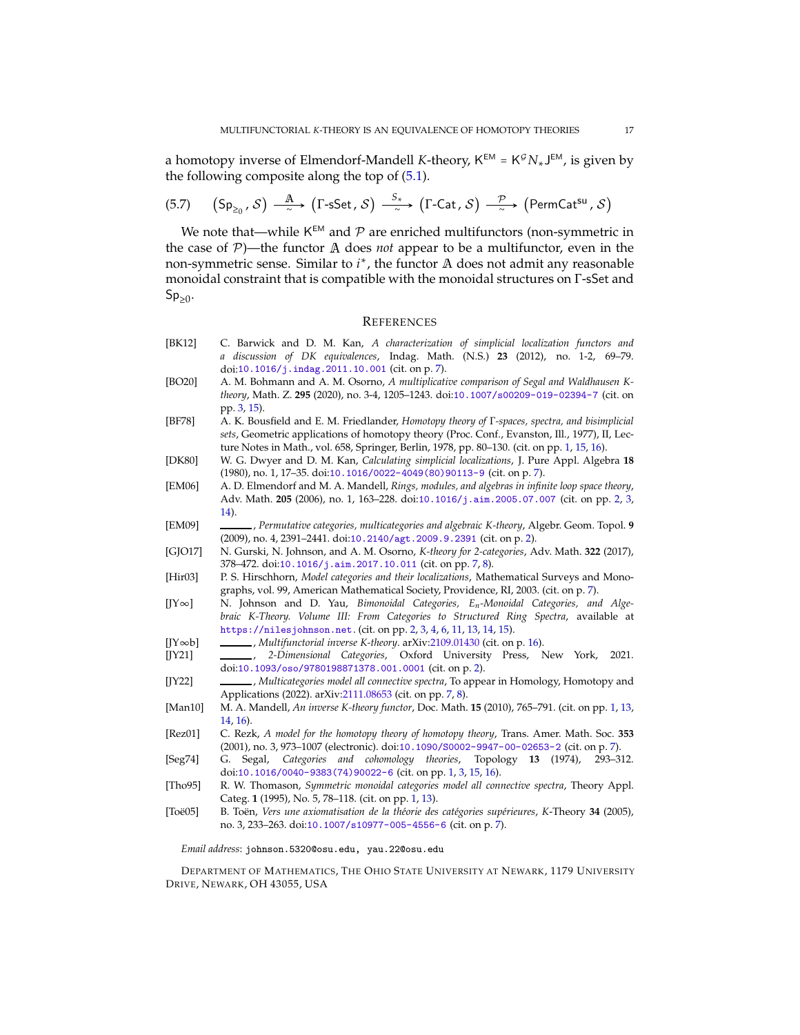a homotopy inverse of Elmendorf-Mandell $K$-theory, $\mathsf{K}^{\mathsf{EM}} = \mathsf{K}^{\mathcal{G}} N_* \mathsf{J}^{\mathsf{EM}}$, is given by the following composite along the top of (5.1).

$$(5.7) \qquad \left(\mathsf{Sp}_{\geq 0}, \mathcal{S}\right) \xrightarrow[\sim]{\mathbb{A}} \left(\Gamma\text{-sSet}, \mathcal{S}\right) \xrightarrow[\sim]{S_*} \left(\Gamma\text{-Cat}, \mathcal{S}\right) \xrightarrow[\sim]{\mathcal{P}} \left(\mathsf{PermCat}^{\mathsf{su}}, \mathcal{S}\right)$$

We note that—while $\mathsf{K}^{\mathsf{EM}}$ and $\mathcal{P}$ are enriched multifunctors (non-symmetric in the case of $\mathcal{P}$)—the functor $\mathbb{A}$ does *not* appear to be a multifunctor, even in the non-symmetric sense. Similar to $i^*$, the functor $\mathbb{A}$ does not admit any reasonable monoidal constraint that is compatible with the monoidal structures on $\Gamma$-sSet and $\mathsf{Sp}_{\geq 0}$.

## References

[BK12] C. Barwick and D. M. Kan, *A characterization of simplicial localization functors and a discussion of DK equivalences*, Indag. Math. (N.S.) **23** (2012), no. 1-2, 69–79. doi:10.1016/j.indag.2011.10.001 (cit. on p. 7).

[BO20] A. M. Bohmann and A. M. Osorno, *A multiplicative comparison of Segal and Waldhausen K-theory*, Math. Z. **295** (2020), no. 3-4, 1205–1243. doi:10.1007/s00209-019-02394-7 (cit. on pp. 3, 15).

[BF78] A. K. Bousfield and E. M. Friedlander, *Homotopy theory of Γ-spaces, spectra, and bisimplicial sets*, Geometric applications of homotopy theory (Proc. Conf., Evanston, Ill., 1977), II, Lecture Notes in Math., vol. 658, Springer, Berlin, 1978, pp. 80–130. (cit. on pp. 1, 15, 16).

[DK80] W. G. Dwyer and D. M. Kan, *Calculating simplicial localizations*, J. Pure Appl. Algebra **18** (1980), no. 1, 17–35. doi:10.1016/0022-4049(80)90113-9 (cit. on p. 7).

[EM06] A. D. Elmendorf and M. A. Mandell, *Rings, modules, and algebras in infinite loop space theory*, Adv. Math. **205** (2006), no. 1, 163–228. doi:10.1016/j.aim.2005.07.007 (cit. on pp. 2, 3, 14).

[EM09] ———, *Permutative categories, multicategories and algebraic K-theory*, Algebr. Geom. Topol. **9** (2009), no. 4, 2391–2441. doi:10.2140/agt.2009.9.2391 (cit. on p. 2).

[GJO17] N. Gurski, N. Johnson, and A. M. Osorno, *K-theory for 2-categories*, Adv. Math. **322** (2017), 378–472. doi:10.1016/j.aim.2017.10.011 (cit. on pp. 7, 8).

[Hir03] P. S. Hirschhorn, *Model categories and their localizations*, Mathematical Surveys and Monographs, vol. 99, American Mathematical Society, Providence, RI, 2003. (cit. on p. 7).

[JY∞] N. Johnson and D. Yau, *Bimonoidal Categories, $E_n$-Monoidal Categories, and Algebraic K-Theory. Volume III: From Categories to Structured Ring Spectra*, available at https://nilesjohnson.net. (cit. on pp. 2, 3, 4, 6, 11, 13, 14, 15).

[JY∞b] ———, *Multifunctorial inverse K-theory*. arXiv:2109.01430 (cit. on p. 16).

[JY21] ———, *2-Dimensional Categories*, Oxford University Press, New York, 2021. doi:10.1093/oso/9780198871378.001.0001 (cit. on p. 2).

[JY22] ———, *Multicategories model all connective spectra*, To appear in Homology, Homotopy and Applications (2022). arXiv:2111.08653 (cit. on pp. 7, 8).

[Man10] M. A. Mandell, *An inverse K-theory functor*, Doc. Math. **15** (2010), 765–791. (cit. on pp. 1, 13, 14, 16).

[Rez01] C. Rezk, *A model for the homotopy theory of homotopy theory*, Trans. Amer. Math. Soc. **353** (2001), no. 3, 973–1007 (electronic). doi:10.1090/S0002-9947-00-02653-2 (cit. on p. 7).

[Seg74] G. Segal, *Categories and cohomology theories*, Topology **13** (1974), 293–312. doi:10.1016/0040-9383(74)90022-6 (cit. on pp. 1, 3, 15, 16).

[Tho95] R. W. Thomason, *Symmetric monoidal categories model all connective spectra*, Theory Appl. Categ. **1** (1995), No. 5, 78–118. (cit. on pp. 1, 13).

[Toë05] B. Toën, *Vers une axiomatisation de la théorie des catégories supérieures*, *K*-Theory **34** (2005), no. 3, 233–263. doi:10.1007/s10977-005-4556-6 (cit. on p. 7).

*Email address*: johnson.5320@osu.edu, yau.22@osu.edu

Department of Mathematics, The Ohio State University at Newark, 1179 University Drive, Newark, OH 43055, USA